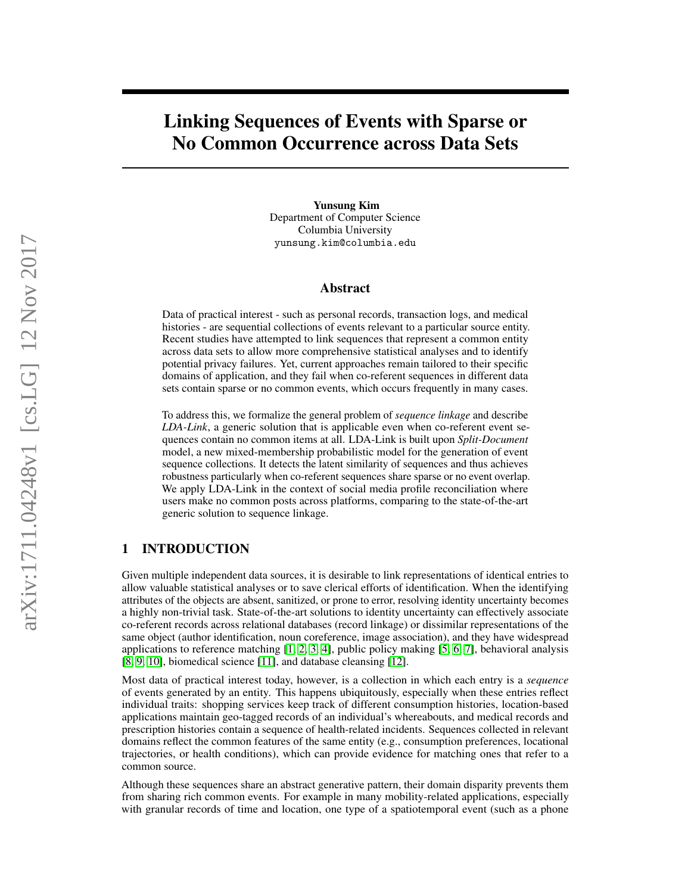# Linking Sequences of Events with Sparse or No Common Occurrence across Data Sets

**Yunsung Kim**
Department of Computer Science
Columbia University
yunsung.kim@columbia.edu

## Abstract

Data of practical interest - such as personal records, transaction logs, and medical histories - are sequential collections of events relevant to a particular source entity. Recent studies have attempted to link sequences that represent a common entity across data sets to allow more comprehensive statistical analyses and to identify potential privacy failures. Yet, current approaches remain tailored to their specific domains of application, and they fail when co-referent sequences in different data sets contain sparse or no common events, which occurs frequently in many cases.

To address this, we formalize the general problem of *sequence linkage* and describe *LDA-Link*, a generic solution that is applicable even when co-referent event sequences contain no common items at all. LDA-Link is built upon *Split-Document* model, a new mixed-membership probabilistic model for the generation of event sequence collections. It detects the latent similarity of sequences and thus achieves robustness particularly when co-referent sequences share sparse or no event overlap. We apply LDA-Link in the context of social media profile reconciliation where users make no common posts across platforms, comparing to the state-of-the-art generic solution to sequence linkage.

## 1 INTRODUCTION

Given multiple independent data sources, it is desirable to link representations of identical entries to allow valuable statistical analyses or to save clerical efforts of identification. When the identifying attributes of the objects are absent, sanitized, or prone to error, resolving identity uncertainty becomes a highly non-trivial task. State-of-the-art solutions to identity uncertainty can effectively associate co-referent records across relational databases (record linkage) or dissimilar representations of the same object (author identification, noun coreference, image association), and they have widespread applications to reference matching [1, 2, 3, 4], public policy making [5, 6, 7], behavioral analysis [8, 9, 10], biomedical science [11], and database cleansing [12].

Most data of practical interest today, however, is a collection in which each entry is a *sequence* of events generated by an entity. This happens ubiquitously, especially when these entries reflect individual traits: shopping services keep track of different consumption histories, location-based applications maintain geo-tagged records of an individual's whereabouts, and medical records and prescription histories contain a sequence of health-related incidents. Sequences collected in relevant domains reflect the common features of the same entity (e.g., consumption preferences, locational trajectories, or health conditions), which can provide evidence for matching ones that refer to a common source.

Although these sequences share an abstract generative pattern, their domain disparity prevents them from sharing rich common events. For example in many mobility-related applications, especially with granular records of time and location, one type of a spatiotemporal event (such as a phone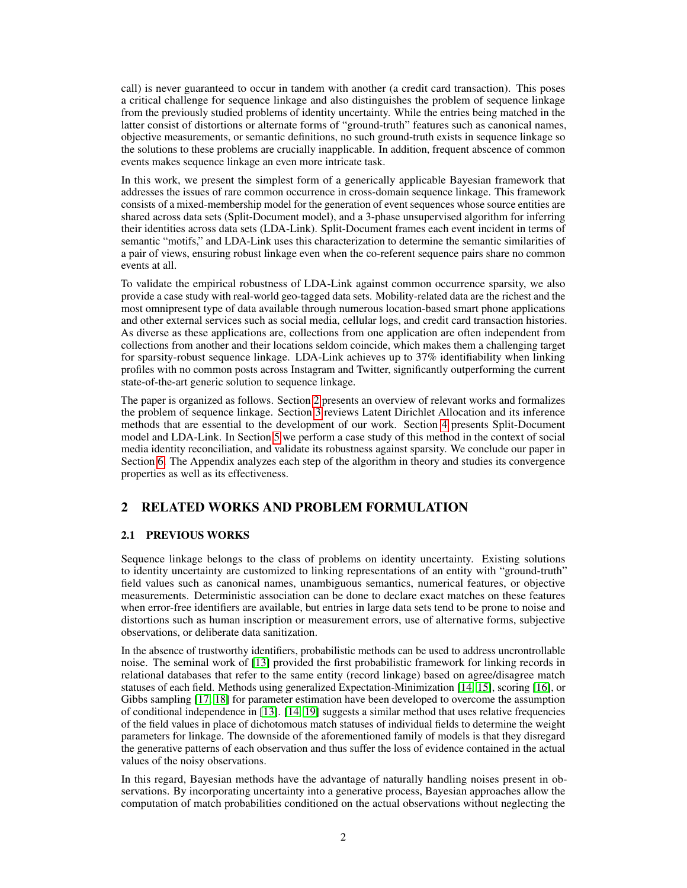call) is never guaranteed to occur in tandem with another (a credit card transaction). This poses a critical challenge for sequence linkage and also distinguishes the problem of sequence linkage from the previously studied problems of identity uncertainty. While the entries being matched in the latter consist of distortions or alternate forms of "ground-truth" features such as canonical names, objective measurements, or semantic definitions, no such ground-truth exists in sequence linkage so the solutions to these problems are crucially inapplicable. In addition, frequent abscence of common events makes sequence linkage an even more intricate task.

In this work, we present the simplest form of a generically applicable Bayesian framework that addresses the issues of rare common occurrence in cross-domain sequence linkage. This framework consists of a mixed-membership model for the generation of event sequences whose source entities are shared across data sets (Split-Document model), and a 3-phase unsupervised algorithm for inferring their identities across data sets (LDA-Link). Split-Document frames each event incident in terms of semantic "motifs," and LDA-Link uses this characterization to determine the semantic similarities of a pair of views, ensuring robust linkage even when the co-referent sequence pairs share no common events at all.

To validate the empirical robustness of LDA-Link against common occurrence sparsity, we also provide a case study with real-world geo-tagged data sets. Mobility-related data are the richest and the most omnipresent type of data available through numerous location-based smart phone applications and other external services such as social media, cellular logs, and credit card transaction histories. As diverse as these applications are, collections from one application are often independent from collections from another and their locations seldom coincide, which makes them a challenging target for sparsity-robust sequence linkage. LDA-Link achieves up to 37% identifiability when linking profiles with no common posts across Instagram and Twitter, significantly outperforming the current state-of-the-art generic solution to sequence linkage.

The paper is organized as follows. Section 2 presents an overview of relevant works and formalizes the problem of sequence linkage. Section 3 reviews Latent Dirichlet Allocation and its inference methods that are essential to the development of our work. Section 4 presents Split-Document model and LDA-Link. In Section 5 we perform a case study of this method in the context of social media identity reconciliation, and validate its robustness against sparsity. We conclude our paper in Section 6. The Appendix analyzes each step of the algorithm in theory and studies its convergence properties as well as its effectiveness.

## 2 RELATED WORKS AND PROBLEM FORMULATION

### 2.1 PREVIOUS WORKS

Sequence linkage belongs to the class of problems on identity uncertainty. Existing solutions to identity uncertainty are customized to linking representations of an entity with "ground-truth" field values such as canonical names, unambiguous semantics, numerical features, or objective measurements. Deterministic association can be done to declare exact matches on these features when error-free identifiers are available, but entries in large data sets tend to be prone to noise and distortions such as human inscription or measurement errors, use of alternative forms, subjective observations, or deliberate data sanitization.

In the absence of trustworthy identifiers, probabilistic methods can be used to address uncrontrollable noise. The seminal work of [13] provided the first probabilistic framework for linking records in relational databases that refer to the same entity (record linkage) based on agree/disagree match statuses of each field. Methods using generalized Expectation-Minimization [14, 15], scoring [16], or Gibbs sampling [17, 18] for parameter estimation have been developed to overcome the assumption of conditional independence in [13]. [14, 19] suggests a similar method that uses relative frequencies of the field values in place of dichotomous match statuses of individual fields to determine the weight parameters for linkage. The downside of the aforementioned family of models is that they disregard the generative patterns of each observation and thus suffer the loss of evidence contained in the actual values of the noisy observations.

In this regard, Bayesian methods have the advantage of naturally handling noises present in observations. By incorporating uncertainty into a generative process, Bayesian approaches allow the computation of match probabilities conditioned on the actual observations without neglecting the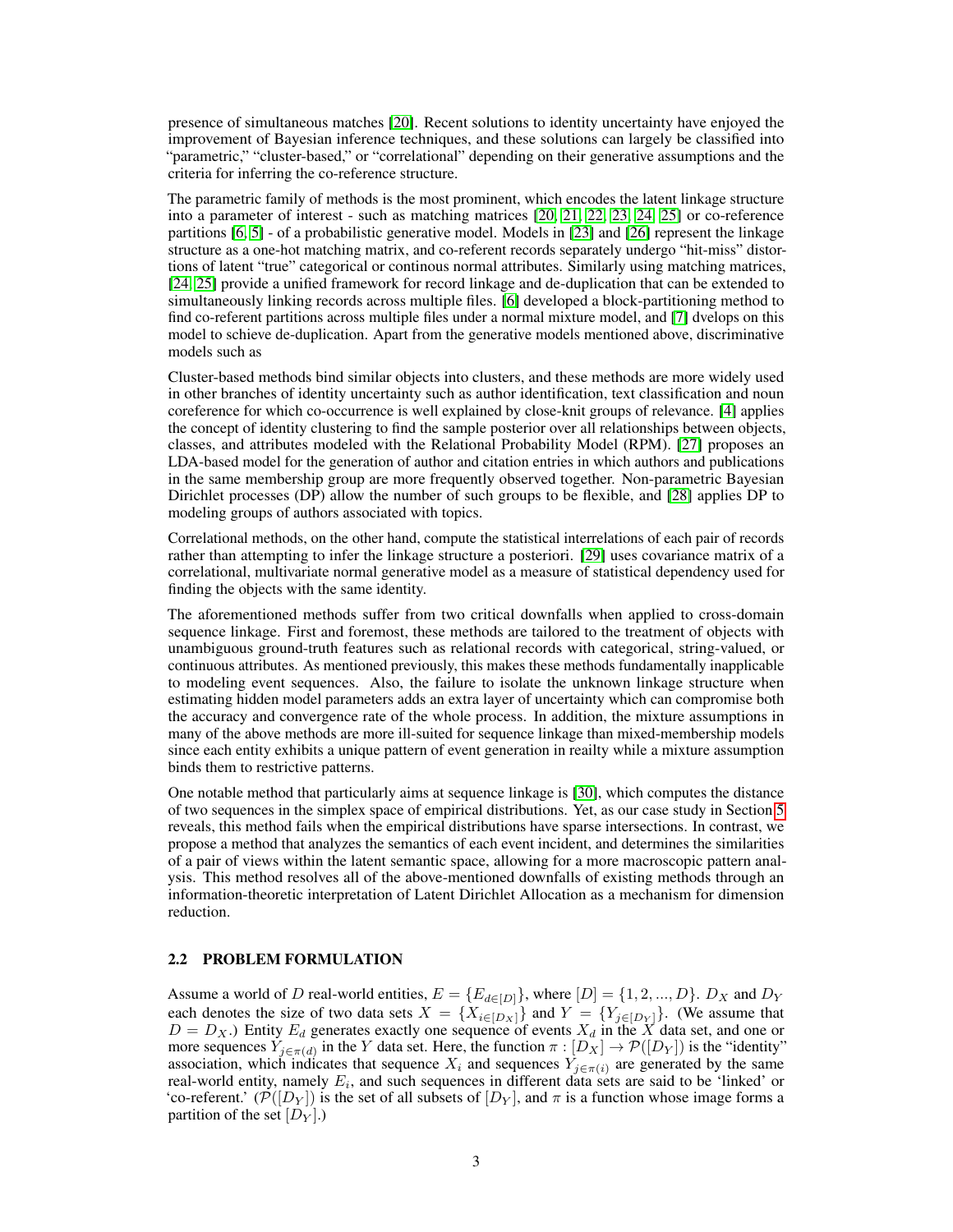presence of simultaneous matches [20]. Recent solutions to identity uncertainty have enjoyed the improvement of Bayesian inference techniques, and these solutions can largely be classified into "parametric," "cluster-based," or "correlational" depending on their generative assumptions and the criteria for inferring the co-reference structure.

The parametric family of methods is the most prominent, which encodes the latent linkage structure into a parameter of interest - such as matching matrices [20, 21, 22, 23, 24, 25] or co-reference partitions [6, 5] - of a probabilistic generative model. Models in [23] and [26] represent the linkage structure as a one-hot matching matrix, and co-referent records separately undergo "hit-miss" distortions of latent "true" categorical or continous normal attributes. Similarly using matching matrices, [24, 25] provide a unified framework for record linkage and de-duplication that can be extended to simultaneously linking records across multiple files. [6] developed a block-partitioning method to find co-referent partitions across multiple files under a normal mixture model, and [7] dvelops on this model to schieve de-duplication. Apart from the generative models mentioned above, discriminative models such as

Cluster-based methods bind similar objects into clusters, and these methods are more widely used in other branches of identity uncertainty such as author identification, text classification and noun coreference for which co-occurrence is well explained by close-knit groups of relevance. [4] applies the concept of identity clustering to find the sample posterior over all relationships between objects, classes, and attributes modeled with the Relational Probability Model (RPM). [27] proposes an LDA-based model for the generation of author and citation entries in which authors and publications in the same membership group are more frequently observed together. Non-parametric Bayesian Dirichlet processes (DP) allow the number of such groups to be flexible, and [28] applies DP to modeling groups of authors associated with topics.

Correlational methods, on the other hand, compute the statistical interrelations of each pair of records rather than attempting to infer the linkage structure a posteriori. [29] uses covariance matrix of a correlational, multivariate normal generative model as a measure of statistical dependency used for finding the objects with the same identity.

The aforementioned methods suffer from two critical downfalls when applied to cross-domain sequence linkage. First and foremost, these methods are tailored to the treatment of objects with unambiguous ground-truth features such as relational records with categorical, string-valued, or continuous attributes. As mentioned previously, this makes these methods fundamentally inapplicable to modeling event sequences. Also, the failure to isolate the unknown linkage structure when estimating hidden model parameters adds an extra layer of uncertainty which can compromise both the accuracy and convergence rate of the whole process. In addition, the mixture assumptions in many of the above methods are more ill-suited for sequence linkage than mixed-membership models since each entity exhibits a unique pattern of event generation in reailty while a mixture assumption binds them to restrictive patterns.

One notable method that particularly aims at sequence linkage is [30], which computes the distance of two sequences in the simplex space of empirical distributions. Yet, as our case study in Section 5 reveals, this method fails when the empirical distributions have sparse intersections. In contrast, we propose a method that analyzes the semantics of each event incident, and determines the similarities of a pair of views within the latent semantic space, allowing for a more macroscopic pattern analysis. This method resolves all of the above-mentioned downfalls of existing methods through an information-theoretic interpretation of Latent Dirichlet Allocation as a mechanism for dimension reduction.

### 2.2 PROBLEM FORMULATION

Assume a world of $D$ real-world entities, $E = \{E_{d \in [D]}\}$, where $[D] = \{1, 2, ..., D\}$. $D_X$ and $D_Y$ each denotes the size of two data sets $X = \{X_{i \in [D_X]}\}$ and $Y = \{Y_{j \in [D_Y]}\}$. (We assume that $D = D_X$.) Entity $E_d$ generates exactly one sequence of events $X_d$ in the $X$ data set, and one or more sequences $Y_{j \in \pi(d)}$ in the $Y$ data set. Here, the function $\pi : [D_X] \to \mathcal{P}([D_Y])$ is the "identity" association, which indicates that sequence $X_i$ and sequences $Y_{j \in \pi(i)}$ are generated by the same real-world entity, namely $E_i$, and such sequences in different data sets are said to be 'linked' or 'co-referent.' ($\mathcal{P}([D_Y])$ is the set of all subsets of $[D_Y]$, and $\pi$ is a function whose image forms a partition of the set $[D_Y]$.)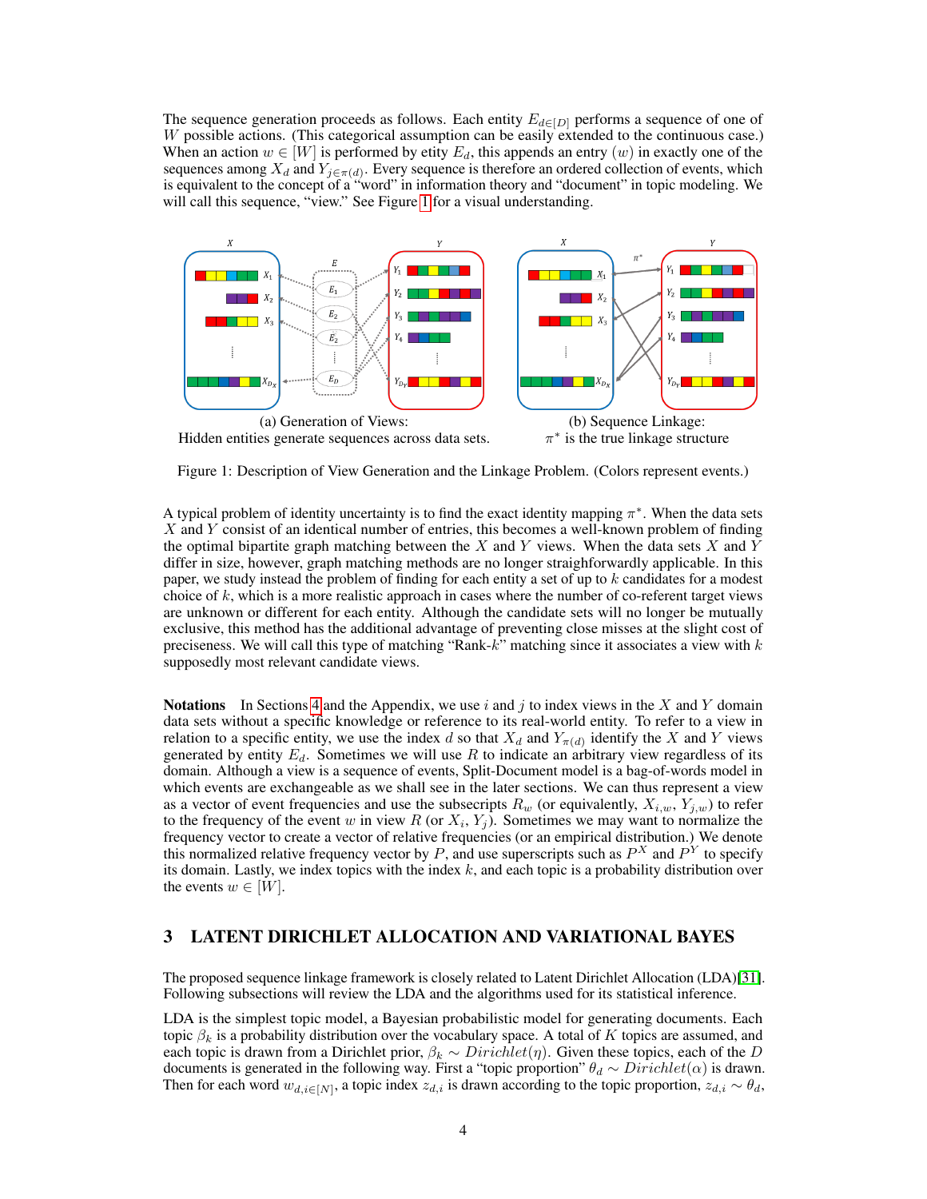The sequence generation proceeds as follows. Each entity $E_{d\in[D]}$ performs a sequence of one of $W$ possible actions. (This categorical assumption can be easily extended to the continuous case.) When an action $w \in [W]$ is performed by etity $E_d$, this appends an entry $(w)$ in exactly one of the sequences among $X_d$ and $Y_{j\in\pi(d)}$. Every sequence is therefore an ordered collection of events, which is equivalent to the concept of a "word" in information theory and "document" in topic modeling. We will call this sequence, "view." See Figure 1 for a visual understanding.

(a) Generation of Views:
Hidden entities generate sequences across data sets.

(b) Sequence Linkage:
$\pi^*$ is the true linkage structure

Figure 1: Description of View Generation and the Linkage Problem. (Colors represent events.)

A typical problem of identity uncertainty is to find the exact identity mapping $\pi^*$. When the data sets $X$ and $Y$ consist of an identical number of entries, this becomes a well-known problem of finding the optimal bipartite graph matching between the $X$ and $Y$ views. When the data sets $X$ and $Y$ differ in size, however, graph matching methods are no longer straightforwardly applicable. In this paper, we study instead the problem of finding for each entity a set of up to $k$ candidates for a modest choice of $k$, which is a more realistic approach in cases where the number of co-referent target views are unknown or different for each entity. Although the candidate sets will no longer be mutually exclusive, this method has the additional advantage of preventing close misses at the slight cost of preciseness. We will call this type of matching "Rank-$k$" matching since it associates a view with $k$ supposedly most relevant candidate views.

**Notations** In Sections 4 and the Appendix, we use $i$ and $j$ to index views in the $X$ and $Y$ domain data sets without a specific knowledge or reference to its real-world entity. To refer to a view in relation to a specific entity, we use the index $d$ so that $X_d$ and $Y_{\pi(d)}$ identify the $X$ and $Y$ views generated by entity $E_d$. Sometimes we will use $R$ to indicate an arbitrary view regardless of its domain. Although a view is a sequence of events, Split-Document model is a bag-of-words model in which events are exchangeable as we shall see in the later sections. We can thus represent a view as a vector of event frequencies and use the subscripts $R_w$ (or equivalently, $X_{i,w}$, $Y_{j,w}$) to refer to the frequency of the event $w$ in view $R$ (or $X_i$, $Y_j$). Sometimes we may want to normalize the frequency vector to create a vector of relative frequencies (or an empirical distribution.) We denote this normalized relative frequency vector by $P$, and use superscripts such as $P^X$ and $P^Y$ to specify its domain. Lastly, we index topics with the index $k$, and each topic is a probability distribution over the events $w \in [W]$.

## 3 LATENT DIRICHLET ALLOCATION AND VARIATIONAL BAYES

The proposed sequence linkage framework is closely related to Latent Dirichlet Allocation (LDA)[31]. Following subsections will review the LDA and the algorithms used for its statistical inference.

LDA is the simplest topic model, a Bayesian probabilistic model for generating documents. Each topic $\beta_k$ is a probability distribution over the vocabulary space. A total of $K$ topics are assumed, and each topic is drawn from a Dirichlet prior, $\beta_k \sim Dirichlet(\eta)$. Given these topics, each of the $D$ documents is generated in the following way. First a "topic proportion" $\theta_d \sim Dirichlet(\alpha)$ is drawn. Then for each word $w_{d,i\in[N]}$, a topic index $z_{d,i}$ is drawn according to the topic proportion, $z_{d,i} \sim \theta_d$,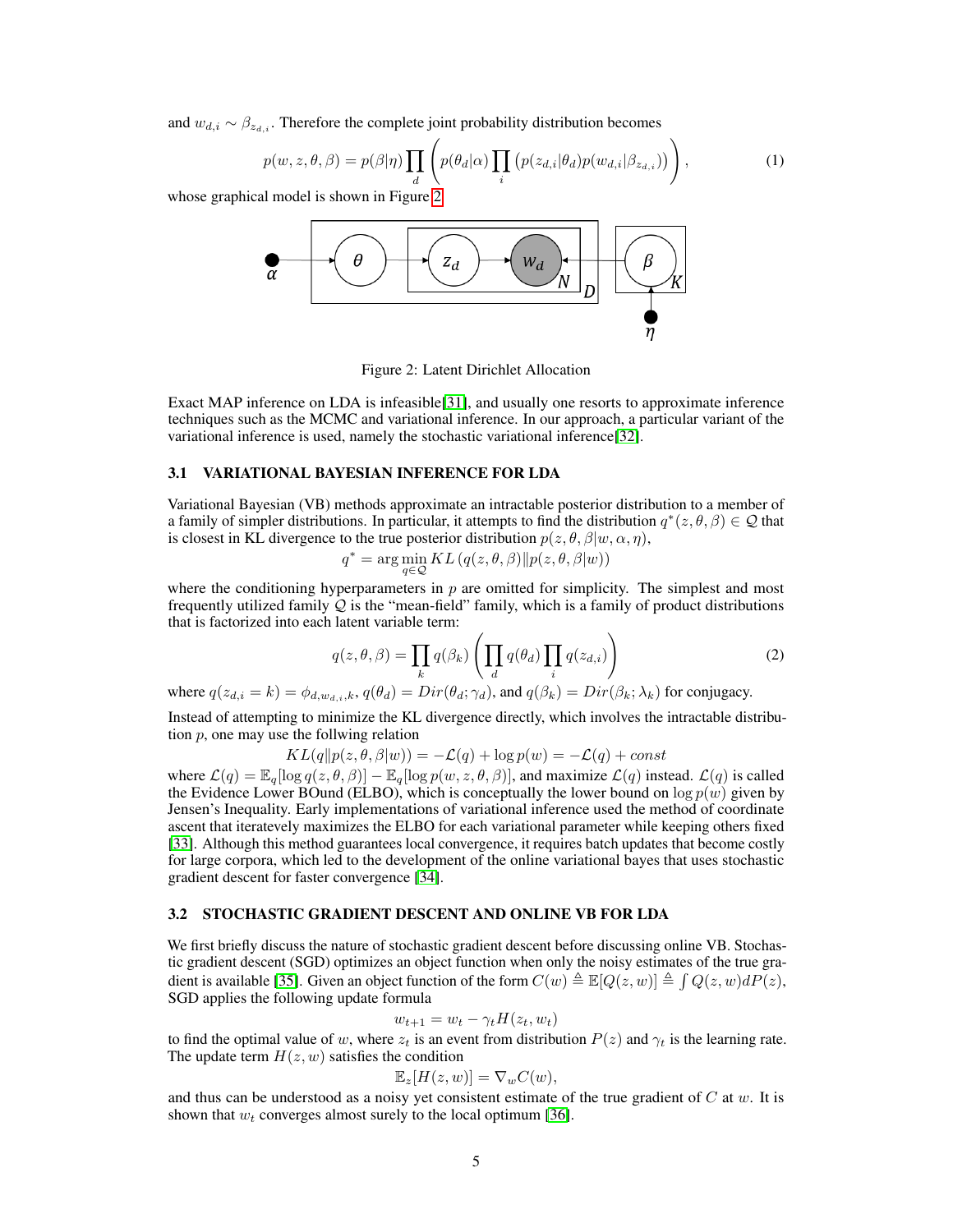and $w_{d,i} \sim \beta_{z_{d,i}}$. Therefore the complete joint probability distribution becomes

$$p(w, z, \theta, \beta) = p(\beta|\eta) \prod_d \left( p(\theta_d|\alpha) \prod_i \left( p(z_{d,i}|\theta_d) p(w_{d,i}|\beta_{z_{d,i}}) \right) \right), \tag{1}$$

whose graphical model is shown in Figure 2.

$\alpha$ $\theta$ $z_d$ $w_d$ $N$ $D$ $\beta$ $K$ $\eta$

Figure 2: Latent Dirichlet Allocation

Exact MAP inference on LDA is infeasible[31], and usually one resorts to approximate inference techniques such as the MCMC and variational inference. In our approach, a particular variant of the variational inference is used, namely the stochastic variational inference[32].

### 3.1 VARIATIONAL BAYESIAN INFERENCE FOR LDA

Variational Bayesian (VB) methods approximate an intractable posterior distribution to a member of a family of simpler distributions. In particular, it attempts to find the distribution $q^*(z, \theta, \beta) \in \mathcal{Q}$ that is closest in KL divergence to the true posterior distribution $p(z, \theta, \beta|w, \alpha, \eta)$,

$$q^* = \arg\min_{q \in \mathcal{Q}} KL\left(q(z, \theta, \beta) \| p(z, \theta, \beta|w)\right)$$

where the conditioning hyperparameters in $p$ are omitted for simplicity. The simplest and most frequently utilized family $\mathcal{Q}$ is the "mean-field" family, which is a family of product distributions that is factorized into each latent variable term:

$$q(z, \theta, \beta) = \prod_k q(\beta_k) \left( \prod_d q(\theta_d) \prod_i q(z_{d,i}) \right) \tag{2}$$

where $q(z_{d,i} = k) = \phi_{d,w_{d,i},k}$, $q(\theta_d) = Dir(\theta_d; \gamma_d)$, and $q(\beta_k) = Dir(\beta_k; \lambda_k)$ for conjugacy.

Instead of attempting to minimize the KL divergence directly, which involves the intractable distribution $p$, one may use the follwing relation

$$KL(q \| p(z, \theta, \beta|w)) = -\mathcal{L}(q) + \log p(w) = -\mathcal{L}(q) + const$$

where $\mathcal{L}(q) = \mathbb{E}_q[\log q(z, \theta, \beta)] - \mathbb{E}_q[\log p(w, z, \theta, \beta)]$, and maximize $\mathcal{L}(q)$ instead. $\mathcal{L}(q)$ is called the Evidence Lower BOund (ELBO), which is conceptually the lower bound on $\log p(w)$ given by Jensen's Inequality. Early implementations of variational inference used the method of coordinate ascent that iteratevely maximizes the ELBO for each variational parameter while keeping others fixed [33]. Although this method guarantees local convergence, it requires batch updates that become costly for large corpora, which led to the development of the online variational bayes that uses stochastic gradient descent for faster convergence [34].

### 3.2 STOCHASTIC GRADIENT DESCENT AND ONLINE VB FOR LDA

We first briefly discuss the nature of stochastic gradient descent before discussing online VB. Stochastic gradient descent (SGD) optimizes an object function when only the noisy estimates of the true gradient is available [35]. Given an object function of the form $C(w) \triangleq \mathbb{E}[Q(z, w)] \triangleq \int Q(z, w) dP(z)$, SGD applies the following update formula

$$w_{t+1} = w_t - \gamma_t H(z_t, w_t)$$

to find the optimal value of $w$, where $z_t$ is an event from distribution $P(z)$ and $\gamma_t$ is the learning rate. The update term $H(z, w)$ satisfies the condition

$$\mathbb{E}_z[H(z, w)] = \nabla_w C(w),$$

and thus can be understood as a noisy yet consistent estimate of the true gradient of $C$ at $w$. It is shown that $w_t$ converges almost surely to the local optimum [36].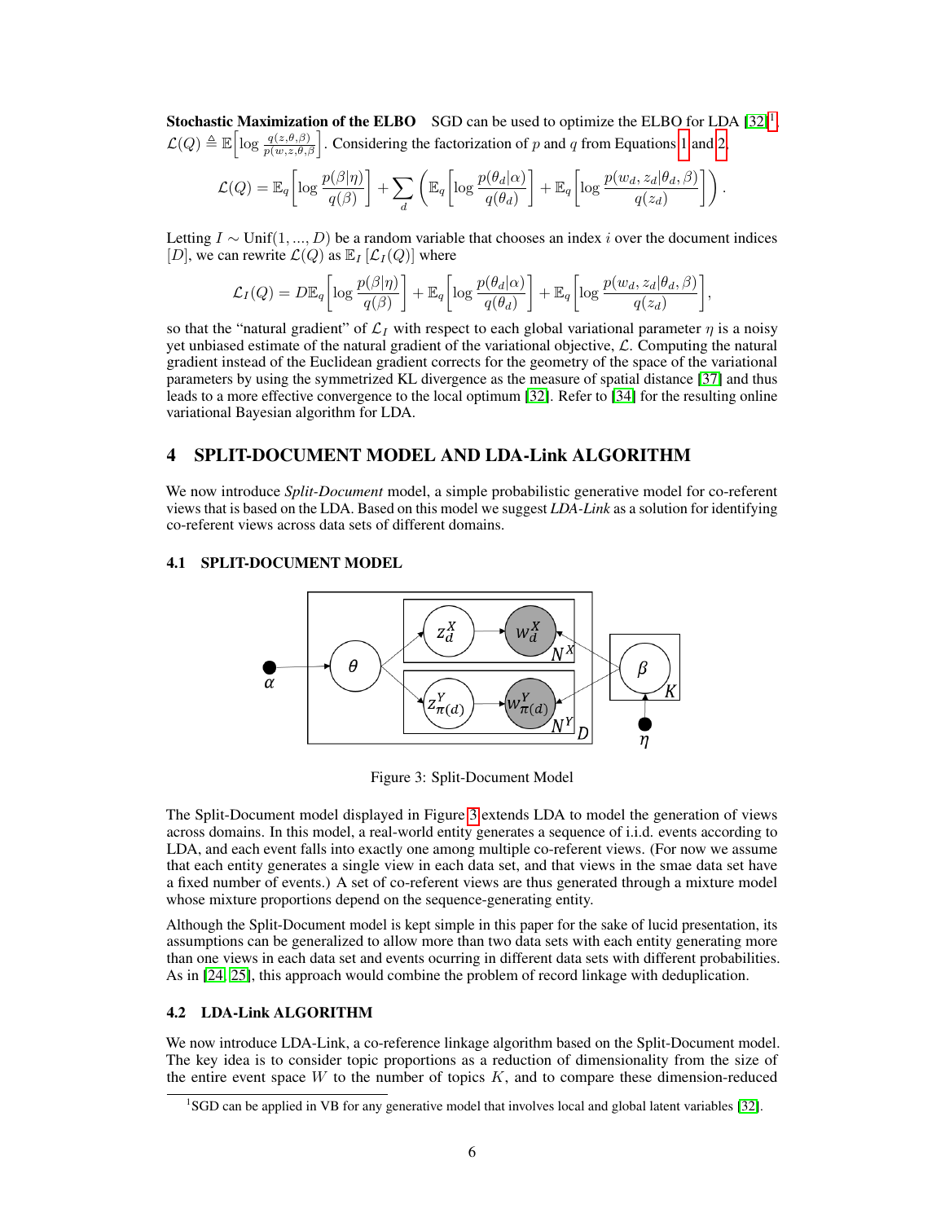**Stochastic Maximization of the ELBO** SGD can be used to optimize the ELBO for LDA [32][1]. $\mathcal{L}(Q) \triangleq \mathbb{E}\Big[\log \frac{q(z,\theta,\beta)}{p(w,z,\theta,\beta)}\Big]$. Considering the factorization of $p$ and $q$ from Equations 1 and 2,

$$\mathcal{L}(Q) = \mathbb{E}_q\left[\log \frac{p(\beta|\eta)}{q(\beta)}\right] + \sum_d \left( \mathbb{E}_q\left[\log \frac{p(\theta_d|\alpha)}{q(\theta_d)}\right] + \mathbb{E}_q\left[\log \frac{p(w_d, z_d|\theta_d, \beta)}{q(z_d)}\right] \right).$$

Letting $I \sim \text{Unif}(1, ..., D)$ be a random variable that chooses an index $i$ over the document indices $[D]$, we can rewrite $\mathcal{L}(Q)$ as $\mathbb{E}_I\left[\mathcal{L}_I(Q)\right]$ where

$$\mathcal{L}_I(Q) = D\mathbb{E}_q\left[\log \frac{p(\beta|\eta)}{q(\beta)}\right] + \mathbb{E}_q\left[\log \frac{p(\theta_d|\alpha)}{q(\theta_d)}\right] + \mathbb{E}_q\left[\log \frac{p(w_d, z_d|\theta_d, \beta)}{q(z_d)}\right],$$

so that the "natural gradient" of $\mathcal{L}_I$ with respect to each global variational parameter $\eta$ is a noisy yet unbiased estimate of the natural gradient of the variational objective, $\mathcal{L}$. Computing the natural gradient instead of the Euclidean gradient corrects for the geometry of the space of the variational parameters by using the symmetrized KL divergence as the measure of spatial distance [37] and thus leads to a more effective convergence to the local optimum [32]. Refer to [34] for the resulting online variational Bayesian algorithm for LDA.

## 4 SPLIT-DOCUMENT MODEL AND LDA-Link ALGORITHM

We now introduce *Split-Document* model, a simple probabilistic generative model for co-referent views that is based on the LDA. Based on this model we suggest *LDA-Link* as a solution for identifying co-referent views across data sets of different domains.

### 4.1 SPLIT-DOCUMENT MODEL

Figure 3: Split-Document Model

The Split-Document model displayed in Figure 3 extends LDA to model the generation of views across domains. In this model, a real-world entity generates a sequence of i.i.d. events according to LDA, and each event falls into exactly one among multiple co-referent views. (For now we assume that each entity generates a single view in each data set, and that views in the smae data set have a fixed number of events.) A set of co-referent views are thus generated through a mixture model whose mixture proportions depend on the sequence-generating entity.

Although the Split-Document model is kept simple in this paper for the sake of lucid presentation, its assumptions can be generalized to allow more than two data sets with each entity generating more than one views in each data set and events ocurring in different data sets with different probabilities. As in [24, 25], this approach would combine the problem of record linkage with deduplication.

### 4.2 LDA-Link ALGORITHM

We now introduce LDA-Link, a co-reference linkage algorithm based on the Split-Document model. The key idea is to consider topic proportions as a reduction of dimensionality from the size of the entire event space $W$ to the number of topics $K$, and to compare these dimension-reduced

[1] SGD can be applied in VB for any generative model that involves local and global latent variables [32].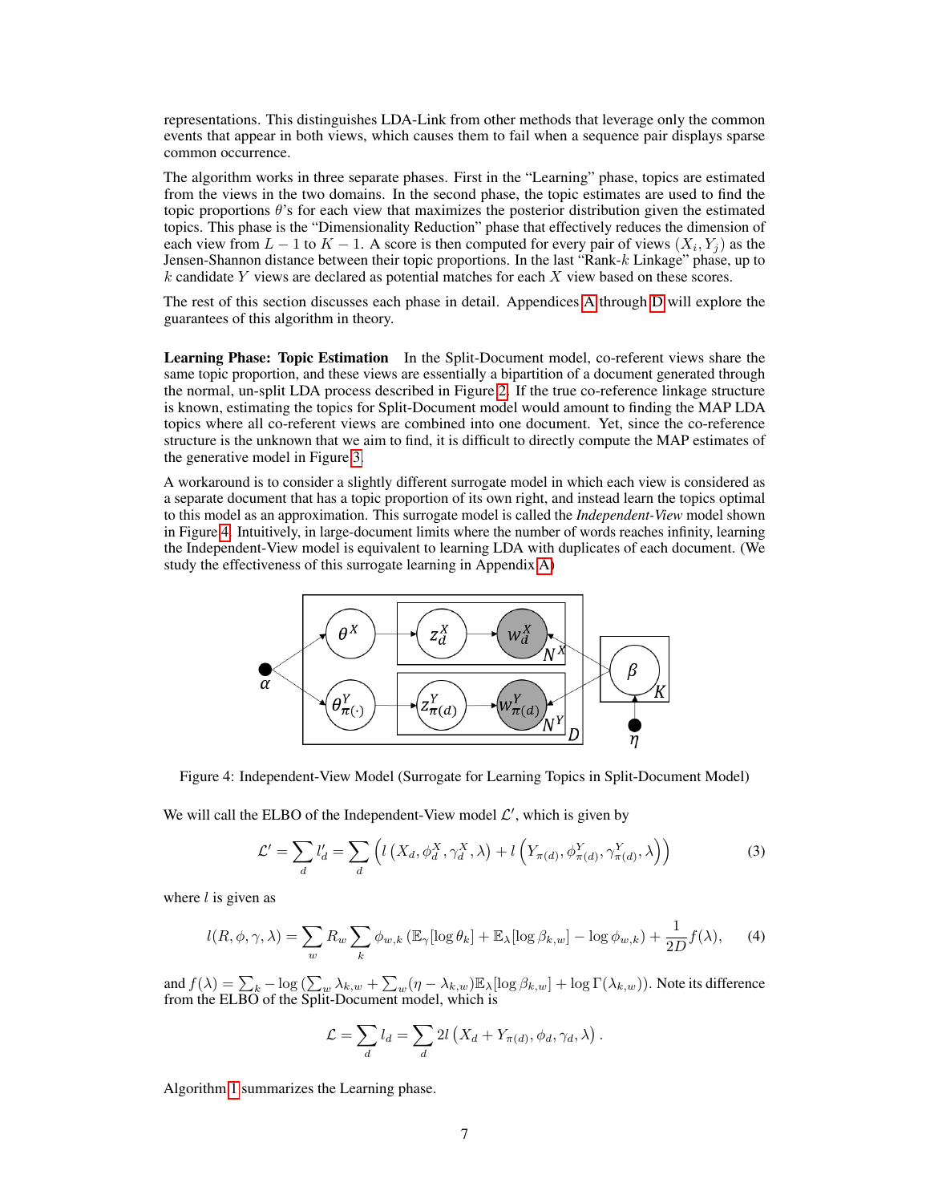representations. This distinguishes LDA-Link from other methods that leverage only the common events that appear in both views, which causes them to fail when a sequence pair displays sparse common occurrence.

The algorithm works in three separate phases. First in the "Learning" phase, topics are estimated from the views in the two domains. In the second phase, the topic estimates are used to find the topic proportions $\theta$'s for each view that maximizes the posterior distribution given the estimated topics. This phase is the "Dimensionality Reduction" phase that effectively reduces the dimension of each view from $L-1$ to $K-1$. A score is then computed for every pair of views $(X_i, Y_j)$ as the Jensen-Shannon distance between their topic proportions. In the last "Rank-$k$ Linkage" phase, up to $k$ candidate $Y$ views are declared as potential matches for each $X$ view based on these scores.

The rest of this section discusses each phase in detail. Appendices A through D will explore the guarantees of this algorithm in theory.

**Learning Phase: Topic Estimation** In the Split-Document model, co-referent views share the same topic proportion, and these views are essentially a bipartition of a document generated through the normal, un-split LDA process described in Figure 2. If the true co-reference linkage structure is known, estimating the topics for Split-Document model would amount to finding the MAP LDA topics where all co-referent views are combined into one document. Yet, since the co-reference structure is the unknown that we aim to find, it is difficult to directly compute the MAP estimates of the generative model in Figure 3.

A workaround is to consider a slightly different surrogate model in which each view is considered as a separate document that has a topic proportion of its own right, and instead learn the topics optimal to this model as an approximation. This surrogate model is called the *Independent-View* model shown in Figure 4. Intuitively, in large-document limits where the number of words reaches infinity, learning the Independent-View model is equivalent to learning LDA with duplicates of each document. (We study the effectiveness of this surrogate learning in Appendix A)

Figure 4: Independent-View Model (Surrogate for Learning Topics in Split-Document Model)

We will call the ELBO of the Independent-View model $\mathcal{L}'$, which is given by

$$\mathcal{L}' = \sum_d l'_d = \sum_d \left( l\left(X_d, \phi^X_d, \gamma^X_d, \lambda\right) + l\left(Y_{\pi(d)}, \phi^Y_{\pi(d)}, \gamma^Y_{\pi(d)}, \lambda\right)\right) \tag{3}$$

where $l$ is given as

$$l(R, \phi, \gamma, \lambda) = \sum_w R_w \sum_k \phi_{w,k} \left(\mathbb{E}_\gamma[\log \theta_k] + \mathbb{E}_\lambda[\log \beta_{k,w}] - \log \phi_{w,k}\right) + \frac{1}{2D} f(\lambda), \tag{4}$$

and $f(\lambda) = \sum_k -\log\left(\sum_w \lambda_{k,w} + \sum_w (\eta - \lambda_{k,w})\mathbb{E}_\lambda[\log \beta_{k,w}] + \log \Gamma(\lambda_{k,w})\right)$. Note its difference from the ELBO of the Split-Document model, which is

$$\mathcal{L} = \sum_d l_d = \sum_d 2l\left(X_d + Y_{\pi(d)}, \phi_d, \gamma_d, \lambda\right).$$

Algorithm 1 summarizes the Learning phase.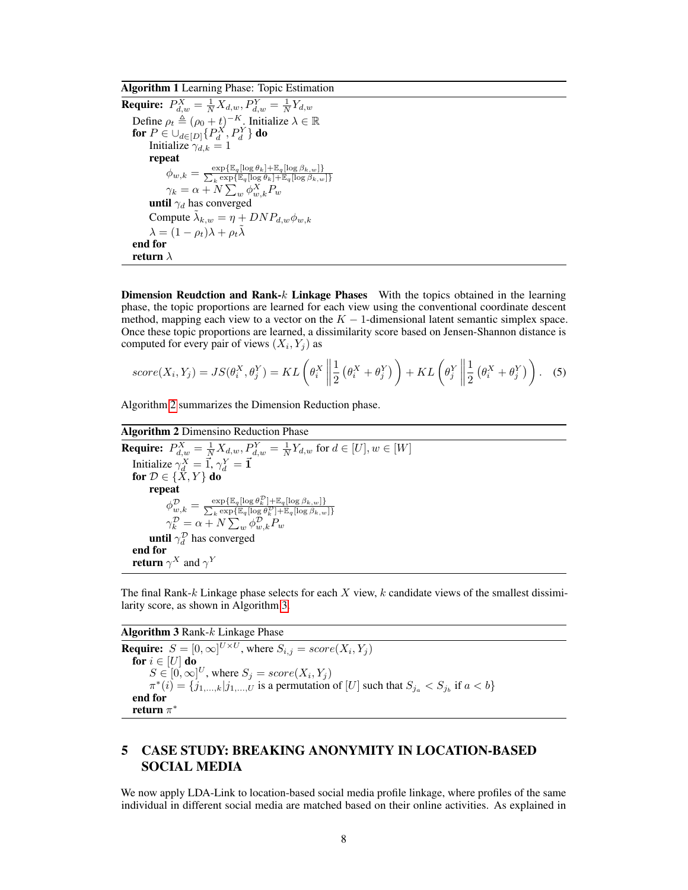**Algorithm 1** Learning Phase: Topic Estimation

**Require:** $P^X_{d,w} = \frac{1}{N}X_{d,w}, P^Y_{d,w} = \frac{1}{N}Y_{d,w}$
  Define $\rho_t \triangleq (\rho_0 + t)^{-K}$. Initialize $\lambda \in \mathbb{R}$
  **for** $P \in \cup_{d\in[D]}\{P^X_d, P^Y_d\}$ **do**
    Initialize $\gamma_{d,k} = 1$
    **repeat**
      $\phi_{w,k} = \frac{\exp\{\mathbb{E}_q[\log \theta_k]+\mathbb{E}_q[\log \beta_{k,w}]\}}{\sum_k \exp\{\mathbb{E}_q[\log \theta_k]+\mathbb{E}_q[\log \beta_{k,w}]\}}$
      $\gamma_k = \alpha + N \sum_w \phi^X_{w,k} P_w$
    **until** $\gamma_d$ has converged
    Compute $\tilde{\lambda}_{k,w} = \eta + DNP_{d,w}\phi_{w,k}$
    $\lambda = (1-\rho_t)\lambda + \rho_t\tilde{\lambda}$
  **end for**
  **return** $\lambda$

**Dimension Reudction and Rank-$k$ Linkage Phases** With the topics obtained in the learning phase, the topic proportions are learned for each view using the conventional coordinate descent method, mapping each view to a vector on the $K-1$-dimensional latent semantic simplex space. Once these topic proportions are learned, a dissimilarity score based on Jensen-Shannon distance is computed for every pair of views $(X_i, Y_j)$ as

$$score(X_i, Y_j) = JS(\theta^X_i, \theta^Y_j) = KL\left(\theta^X_i \,\middle\|\, \frac{1}{2}\left(\theta^X_i + \theta^Y_j\right)\right) + KL\left(\theta^Y_j \,\middle\|\, \frac{1}{2}\left(\theta^X_i + \theta^Y_j\right)\right). \quad (5)$$

Algorithm 2 summarizes the Dimension Reduction phase.

**Algorithm 2** Dimensino Reduction Phase

**Require:** $P^X_{d,w} = \frac{1}{N}X_{d,w}, P^Y_{d,w} = \frac{1}{N}Y_{d,w}$ for $d \in [U], w \in [W]$
  Initialize $\gamma^X_d = \vec{1}, \gamma^Y_d = \vec{1}$
  **for** $\mathcal{D} \in \{X, Y\}$ **do**
    **repeat**
      $\phi^{\mathcal{D}}_{w,k} = \frac{\exp\{\mathbb{E}_q[\log \theta^{\mathcal{D}}_k]+\mathbb{E}_q[\log \beta_{k,w}]\}}{\sum_k \exp\{\mathbb{E}_q[\log \theta^{\mathcal{D}}_k]+\mathbb{E}_q[\log \beta_{k,w}]\}}$
      $\gamma^{\mathcal{D}}_k = \alpha + N \sum_w \phi^{\mathcal{D}}_{w,k} P_w$
    **until** $\gamma^{\mathcal{D}}_d$ has converged
  **end for**
  **return** $\gamma^X$ and $\gamma^Y$

The final Rank-$k$ Linkage phase selects for each $X$ view, $k$ candidate views of the smallest dissimilarity score, as shown in Algorithm 3.

**Algorithm 3** Rank-$k$ Linkage Phase

**Require:** $S = [0, \infty]^{U \times U}$, where $S_{i,j} = score(X_i, Y_j)$
  **for** $i \in [U]$ **do**
    $S \in [0, \infty]^U$, where $S_j = score(X_i, Y_j)$
    $\pi^*(i) = \{j_{1,\ldots,k} | j_{1,\ldots,U}$ is a permutation of $[U]$ such that $S_{j_a} < S_{j_b}$ if $a < b\}$
  **end for**
  **return** $\pi^*$

## 5 CASE STUDY: BREAKING ANONYMITY IN LOCATION-BASED SOCIAL MEDIA

We now apply LDA-Link to location-based social media profile linkage, where profiles of the same individual in different social media are matched based on their online activities. As explained in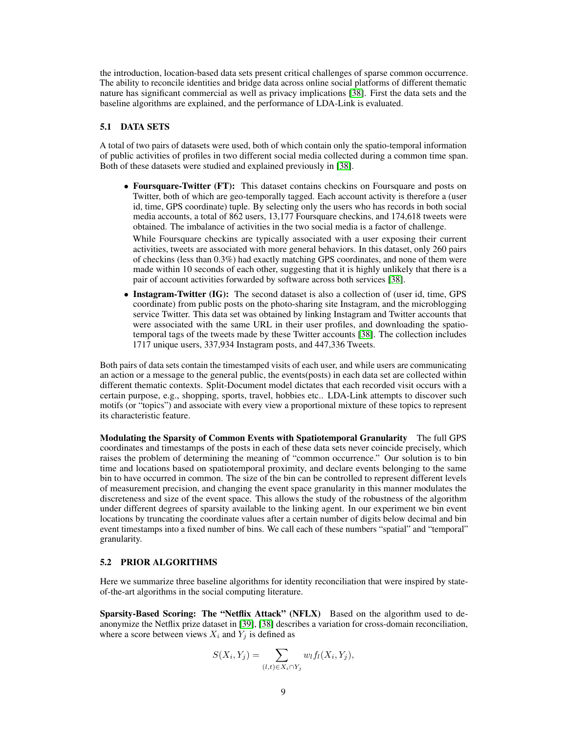the introduction, location-based data sets present critical challenges of sparse common occurrence. The ability to reconcile identities and bridge data across online social platforms of different thematic nature has significant commercial as well as privacy implications [38]. First the data sets and the baseline algorithms are explained, and the performance of LDA-Link is evaluated.

### 5.1 DATA SETS

A total of two pairs of datasets were used, both of which contain only the spatio-temporal information of public activities of profiles in two different social media collected during a common time span. Both of these datasets were studied and explained previously in [38].

- **Foursquare-Twitter (FT):** This dataset contains checkins on Foursquare and posts on Twitter, both of which are geo-temporally tagged. Each account activity is therefore a (user id, time, GPS coordinate) tuple. By selecting only the users who has records in both social media accounts, a total of 862 users, 13,177 Foursquare checkins, and 174,618 tweets were obtained. The imbalance of activities in the two social media is a factor of challenge.

  While Foursquare checkins are typically associated with a user exposing their current activities, tweets are associated with more general behaviors. In this dataset, only 260 pairs of checkins (less than 0.3%) had exactly matching GPS coordinates, and none of them were made within 10 seconds of each other, suggesting that it is highly unlikely that there is a pair of account activities forwarded by software across both services [38].

- **Instagram-Twitter (IG):** The second dataset is also a collection of (user id, time, GPS coordinate) from public posts on the photo-sharing site Instagram, and the microblogging service Twitter. This data set was obtained by linking Instagram and Twitter accounts that were associated with the same URL in their user profiles, and downloading the spatio-temporal tags of the tweets made by these Twitter accounts [38]. The collection includes 1717 unique users, 337,934 Instagram posts, and 447,336 Tweets.

Both pairs of data sets contain the timestamped visits of each user, and while users are communicating an action or a message to the general public, the events(posts) in each data set are collected within different thematic contexts. Split-Document model dictates that each recorded visit occurs with a certain purpose, e.g., shopping, sports, travel, hobbies etc.. LDA-Link attempts to discover such motifs (or "topics") and associate with every view a proportional mixture of these topics to represent its characteristic feature.

**Modulating the Sparsity of Common Events with Spatiotemporal Granularity** The full GPS coordinates and timestamps of the posts in each of these data sets never coincide precisely, which raises the problem of determining the meaning of "common occurrence." Our solution is to bin time and locations based on spatiotemporal proximity, and declare events belonging to the same bin to have occurred in common. The size of the bin can be controlled to represent different levels of measurement precision, and changing the event space granularity in this manner modulates the discreteness and size of the event space. This allows the study of the robustness of the algorithm under different degrees of sparsity available to the linking agent. In our experiment we bin event locations by truncating the coordinate values after a certain number of digits below decimal and bin event timestamps into a fixed number of bins. We call each of these numbers "spatial" and "temporal" granularity.

### 5.2 PRIOR ALGORITHMS

Here we summarize three baseline algorithms for identity reconciliation that were inspired by state-of-the-art algorithms in the social computing literature.

**Sparsity-Based Scoring: The "Netflix Attack" (NFLX)** Based on the algorithm used to de-anonymize the Netflix prize dataset in [39], [38] describes a variation for cross-domain reconciliation, where a score between views $X_i$ and $Y_j$ is defined as

$$S(X_i, Y_j) = \sum_{(l,t) \in X_i \cap Y_j} w_l f_l(X_i, Y_j),$$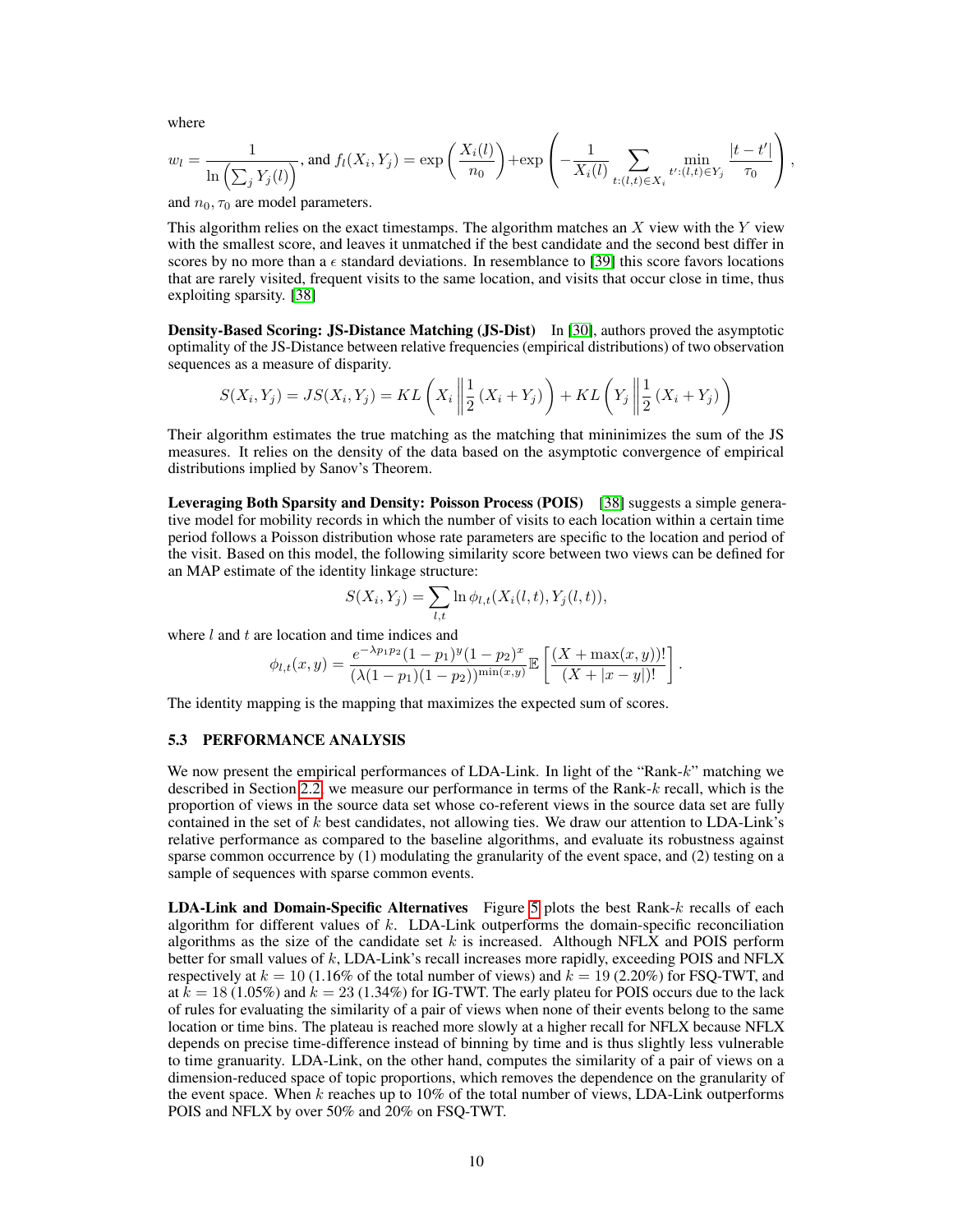where

$$w_l = \frac{1}{\ln\left(\sum_j Y_j(l)\right)}, \text{ and } f_l(X_i, Y_j) = \exp\left(\frac{X_i(l)}{n_0}\right) + \exp\left(-\frac{1}{X_i(l)} \sum_{t:(l,t)\in X_i} \min_{t':(l,t)\in Y_j} \frac{|t-t'|}{\tau_0}\right),$$

and $n_0, \tau_0$ are model parameters.

This algorithm relies on the exact timestamps. The algorithm matches an $X$ view with the $Y$ view with the smallest score, and leaves it unmatched if the best candidate and the second best differ in scores by no more than a $\epsilon$ standard deviations. In resemblance to [39] this score favors locations that are rarely visited, frequent visits to the same location, and visits that occur close in time, thus exploiting sparsity. [38]

**Density-Based Scoring: JS-Distance Matching (JS-Dist)** In [30], authors proved the asymptotic optimality of the JS-Distance between relative frequencies (empirical distributions) of two observation sequences as a measure of disparity.

$$S(X_i, Y_j) = JS(X_i, Y_j) = KL\left(X_i \,\middle\|\, \frac{1}{2}(X_i + Y_j)\right) + KL\left(Y_j \,\middle\|\, \frac{1}{2}(X_i + Y_j)\right)$$

Their algorithm estimates the true matching as the matching that mininimizes the sum of the JS measures. It relies on the density of the data based on the asymptotic convergence of empirical distributions implied by Sanov's Theorem.

**Leveraging Both Sparsity and Density: Poisson Process (POIS)** [38] suggests a simple generative model for mobility records in which the number of visits to each location within a certain time period follows a Poisson distribution whose rate parameters are specific to the location and period of the visit. Based on this model, the following similarity score between two views can be defined for an MAP estimate of the identity linkage structure:

$$S(X_i, Y_j) = \sum_{l,t} \ln \phi_{l,t}(X_i(l,t), Y_j(l,t)),$$

where $l$ and $t$ are location and time indices and

$$\phi_{l,t}(x, y) = \frac{e^{-\lambda p_1 p_2}(1-p_1)^y(1-p_2)^x}{(\lambda(1-p_1)(1-p_2))^{\min(x,y)}} \mathbb{E}\left[\frac{(X + \max(x,y))!}{(X + |x-y|)!}\right].$$

The identity mapping is the mapping that maximizes the expected sum of scores.

### 5.3 PERFORMANCE ANALYSIS

We now present the empirical performances of LDA-Link. In light of the "Rank-$k$" matching we described in Section 2.2, we measure our performance in terms of the Rank-$k$ recall, which is the proportion of views in the source data set whose co-referent views in the source data set are fully contained in the set of $k$ best candidates, not allowing ties. We draw our attention to LDA-Link's relative performance as compared to the baseline algorithms, and evaluate its robustness against sparse common occurrence by (1) modulating the granularity of the event space, and (2) testing on a sample of sequences with sparse common events.

**LDA-Link and Domain-Specific Alternatives** Figure 5 plots the best Rank-$k$ recalls of each algorithm for different values of $k$. LDA-Link outperforms the domain-specific reconciliation algorithms as the size of the candidate set $k$ is increased. Although NFLX and POIS perform better for small values of $k$, LDA-Link's recall increases more rapidly, exceeding POIS and NFLX respectively at $k = 10$ (1.16% of the total number of views) and $k = 19$ (2.20%) for FSQ-TWT, and at $k = 18$ (1.05%) and $k = 23$ (1.34%) for IG-TWT. The early plateu for POIS occurs due to the lack of rules for evaluating the similarity of a pair of views when none of their events belong to the same location or time bins. The plateau is reached more slowly at a higher recall for NFLX because NFLX depends on precise time-difference instead of binning by time and is thus slightly less vulnerable to time granuarity. LDA-Link, on the other hand, computes the similarity of a pair of views on a dimension-reduced space of topic proportions, which removes the dependence on the granularity of the event space. When $k$ reaches up to 10% of the total number of views, LDA-Link outperforms POIS and NFLX by over 50% and 20% on FSQ-TWT.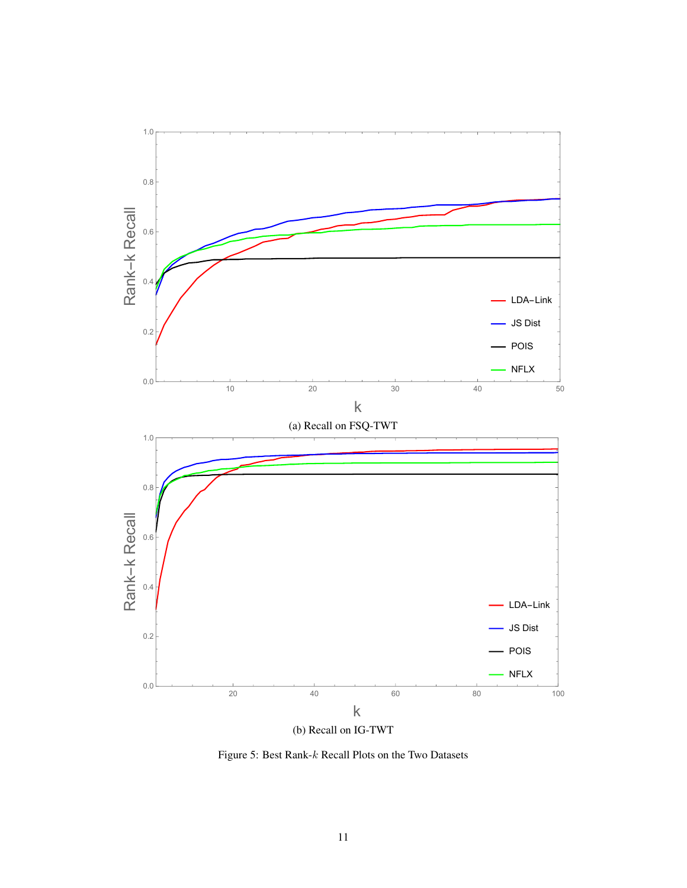Rank−k Recall

1.0
0.8
0.6
0.4
0.2
0.0

10 20 30 40 50

k

LDA−Link
JS Dist
POIS
NFLX

(a) Recall on FSQ-TWT

Rank−k Recall

1.0
0.8
0.6
0.4
0.2
0.0

20 40 60 80 100

k

LDA−Link
JS Dist
POIS
NFLX

(b) Recall on IG-TWT

Figure 5: Best Rank-$k$ Recall Plots on the Two Datasets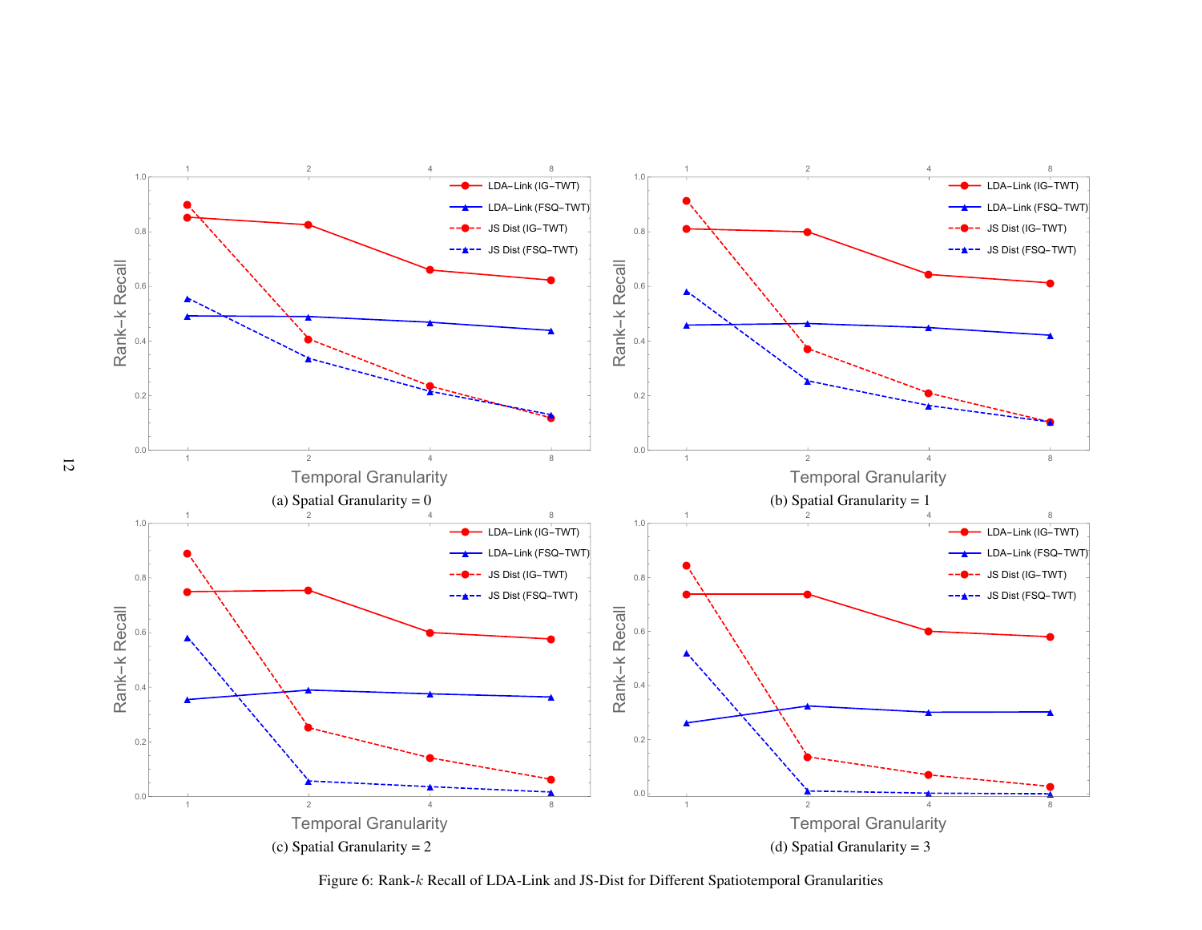Rank-k Recall

Temporal Granularity

1 2 4 8

0.0 0.2 0.4 0.6 0.8 1.0

LDA−Link (IG−TWT)
LDA−Link (FSQ−TWT)
JS Dist (IG−TWT)
JS Dist (FSQ−TWT)

(a) Spatial Granularity = 0

Rank-k Recall

Temporal Granularity

1 2 4 8

0.0 0.2 0.4 0.6 0.8 1.0

LDA−Link (IG−TWT)
LDA−Link (FSQ−TWT)
JS Dist (IG−TWT)
JS Dist (FSQ−TWT)

(b) Spatial Granularity = 1

Rank-k Recall

Temporal Granularity

1 2 4 8

0.0 0.2 0.4 0.6 0.8 1.0

LDA−Link (IG−TWT)
LDA−Link (FSQ−TWT)
JS Dist (IG−TWT)
JS Dist (FSQ−TWT)

(c) Spatial Granularity = 2

Rank-k Recall

Temporal Granularity

1 2 4 8

0.0 0.2 0.4 0.6 0.8 1.0

LDA−Link (IG−TWT)
LDA−Link (FSQ−TWT)
JS Dist (IG−TWT)
JS Dist (FSQ−TWT)

(d) Spatial Granularity = 3

Figure 6: Rank-$k$ Recall of LDA-Link and JS-Dist for Different Spatiotemporal Granularities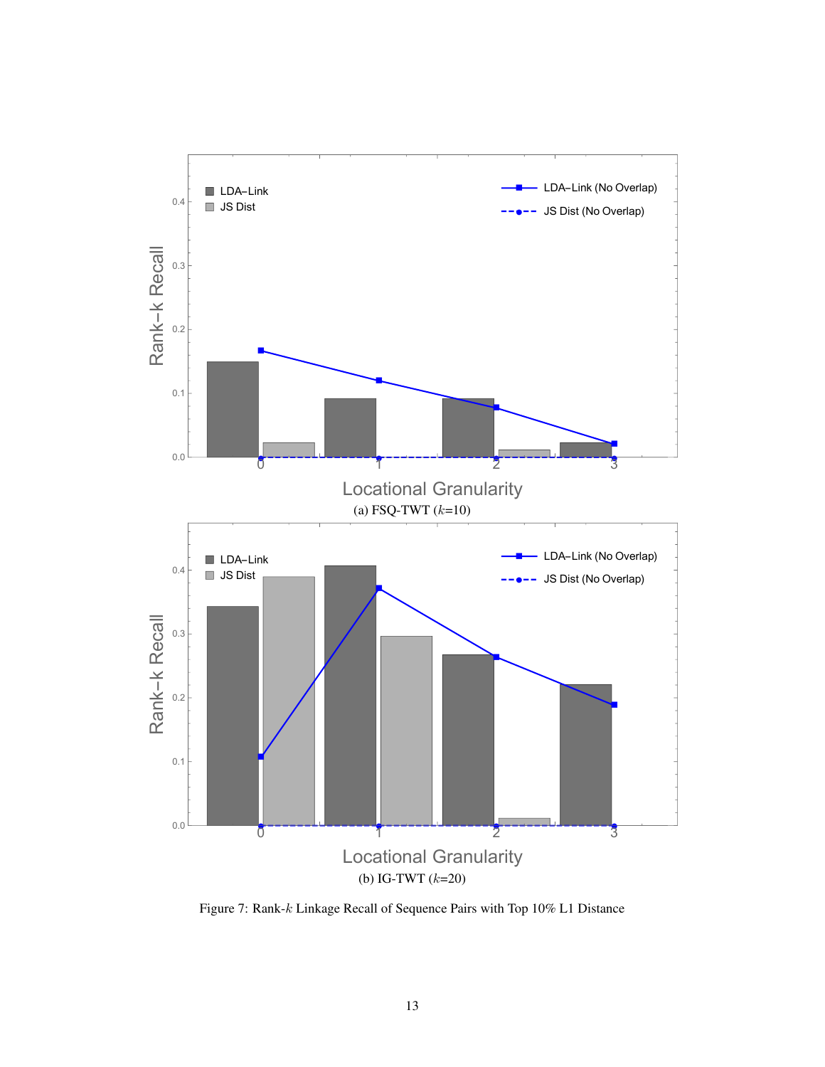Rank-k Recall

0.0
0.1
0.2
0.3
0.4

LDA–Link
JS Dist

LDA–Link (No Overlap)
JS Dist (No Overlap)

0
1
2
3

Locational Granularity

(a) FSQ-TWT ($k$=10)

Rank-k Recall

0.0
0.1
0.2
0.3
0.4

LDA–Link
JS Dist

LDA–Link (No Overlap)
JS Dist (No Overlap)

0
1
2
3

Locational Granularity

(b) IG-TWT ($k$=20)

Figure 7: Rank-$k$ Linkage Recall of Sequence Pairs with Top 10% L1 Distance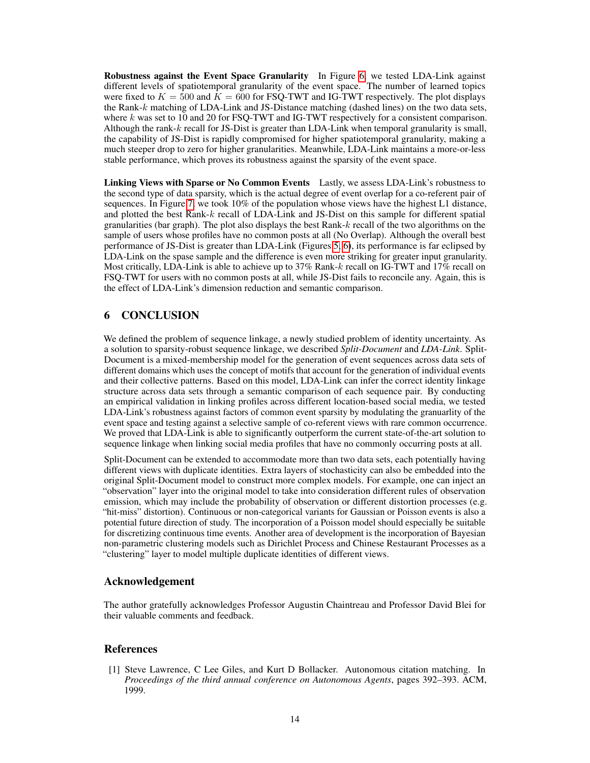**Robustness against the Event Space Granularity** In Figure 6, we tested LDA-Link against different levels of spatiotemporal granularity of the event space. The number of learned topics were fixed to $K = 500$ and $K = 600$ for FSQ-TWT and IG-TWT respectively. The plot displays the Rank-$k$ matching of LDA-Link and JS-Distance matching (dashed lines) on the two data sets, where $k$ was set to 10 and 20 for FSQ-TWT and IG-TWT respectively for a consistent comparison. Although the rank-$k$ recall for JS-Dist is greater than LDA-Link when temporal granularity is small, the capability of JS-Dist is rapidly compromised for higher spatiotemporal granularity, making a much steeper drop to zero for higher granularities. Meanwhile, LDA-Link maintains a more-or-less stable performance, which proves its robustness against the sparsity of the event space.

**Linking Views with Sparse or No Common Events** Lastly, we assess LDA-Link's robustness to the second type of data sparsity, which is the actual degree of event overlap for a co-referent pair of sequences. In Figure 7, we took 10% of the population whose views have the highest L1 distance, and plotted the best Rank-$k$ recall of LDA-Link and JS-Dist on this sample for different spatial granularities (bar graph). The plot also displays the best Rank-$k$ recall of the two algorithms on the sample of users whose profiles have no common posts at all (No Overlap). Although the overall best performance of JS-Dist is greater than LDA-Link (Figures 5, 6), its performance is far eclipsed by LDA-Link on the spase sample and the difference is even more striking for greater input granularity. Most critically, LDA-Link is able to achieve up to 37% Rank-$k$ recall on IG-TWT and 17% recall on FSQ-TWT for users with no common posts at all, while JS-Dist fails to reconcile any. Again, this is the effect of LDA-Link's dimension reduction and semantic comparison.

## 6 CONCLUSION

We defined the problem of sequence linkage, a newly studied problem of identity uncertainty. As a solution to sparsity-robust sequence linkage, we described *Split-Document* and *LDA-Link*. Split-Document is a mixed-membership model for the generation of event sequences across data sets of different domains which uses the concept of motifs that account for the generation of individual events and their collective patterns. Based on this model, LDA-Link can infer the correct identity linkage structure across data sets through a semantic comparison of each sequence pair. By conducting an empirical validation in linking profiles across different location-based social media, we tested LDA-Link's robustness against factors of common event sparsity by modulating the granuarlity of the event space and testing against a selective sample of co-referent views with rare common occurrence. We proved that LDA-Link is able to significantly outperform the current state-of-the-art solution to sequence linkage when linking social media profiles that have no commonly occurring posts at all.

Split-Document can be extended to accommodate more than two data sets, each potentially having different views with duplicate identities. Extra layers of stochasticity can also be embedded into the original Split-Document model to construct more complex models. For example, one can inject an "observation" layer into the original model to take into consideration different rules of observation emission, which may include the probability of observation or different distortion processes (e.g. "hit-miss" distortion). Continuous or non-categorical variants for Gaussian or Poisson events is also a potential future direction of study. The incorporation of a Poisson model should especially be suitable for discretizing continuous time events. Another area of development is the incorporation of Bayesian non-parametric clustering models such as Dirichlet Process and Chinese Restaurant Processes as a "clustering" layer to model multiple duplicate identities of different views.

## Acknowledgement

The author gratefully acknowledges Professor Augustin Chaintreau and Professor David Blei for their valuable comments and feedback.

## References

[1] Steve Lawrence, C Lee Giles, and Kurt D Bollacker. Autonomous citation matching. In *Proceedings of the third annual conference on Autonomous Agents*, pages 392–393. ACM, 1999.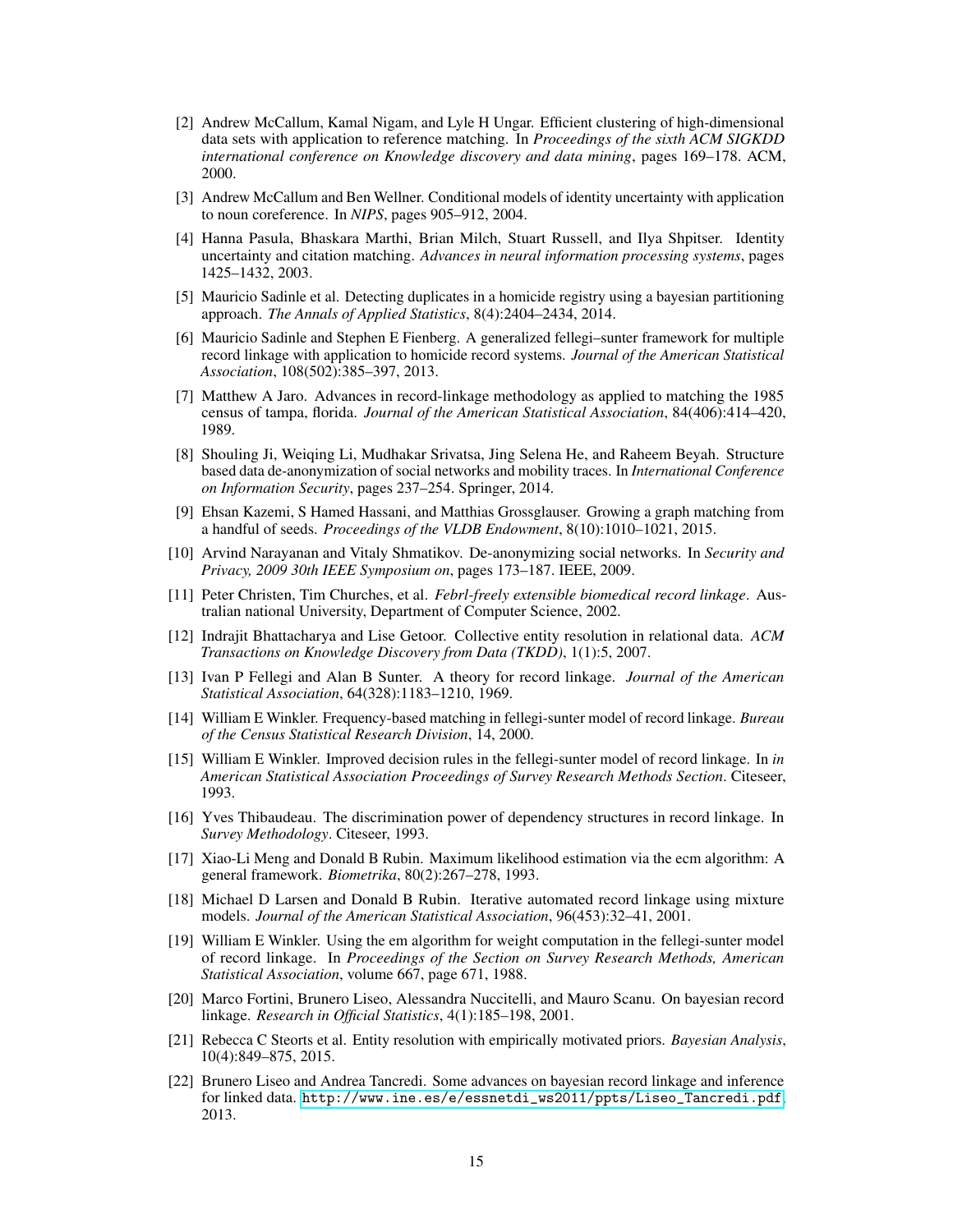[2] Andrew McCallum, Kamal Nigam, and Lyle H Ungar. Efficient clustering of high-dimensional data sets with application to reference matching. In *Proceedings of the sixth ACM SIGKDD international conference on Knowledge discovery and data mining*, pages 169–178. ACM, 2000.

[3] Andrew McCallum and Ben Wellner. Conditional models of identity uncertainty with application to noun coreference. In *NIPS*, pages 905–912, 2004.

[4] Hanna Pasula, Bhaskara Marthi, Brian Milch, Stuart Russell, and Ilya Shpitser. Identity uncertainty and citation matching. *Advances in neural information processing systems*, pages 1425–1432, 2003.

[5] Mauricio Sadinle et al. Detecting duplicates in a homicide registry using a bayesian partitioning approach. *The Annals of Applied Statistics*, 8(4):2404–2434, 2014.

[6] Mauricio Sadinle and Stephen E Fienberg. A generalized fellegi–sunter framework for multiple record linkage with application to homicide record systems. *Journal of the American Statistical Association*, 108(502):385–397, 2013.

[7] Matthew A Jaro. Advances in record-linkage methodology as applied to matching the 1985 census of tampa, florida. *Journal of the American Statistical Association*, 84(406):414–420, 1989.

[8] Shouling Ji, Weiqing Li, Mudhakar Srivatsa, Jing Selena He, and Raheem Beyah. Structure based data de-anonymization of social networks and mobility traces. In *International Conference on Information Security*, pages 237–254. Springer, 2014.

[9] Ehsan Kazemi, S Hamed Hassani, and Matthias Grossglauser. Growing a graph matching from a handful of seeds. *Proceedings of the VLDB Endowment*, 8(10):1010–1021, 2015.

[10] Arvind Narayanan and Vitaly Shmatikov. De-anonymizing social networks. In *Security and Privacy, 2009 30th IEEE Symposium on*, pages 173–187. IEEE, 2009.

[11] Peter Christen, Tim Churches, et al. *Febrl-freely extensible biomedical record linkage*. Australian national University, Department of Computer Science, 2002.

[12] Indrajit Bhattacharya and Lise Getoor. Collective entity resolution in relational data. *ACM Transactions on Knowledge Discovery from Data (TKDD)*, 1(1):5, 2007.

[13] Ivan P Fellegi and Alan B Sunter. A theory for record linkage. *Journal of the American Statistical Association*, 64(328):1183–1210, 1969.

[14] William E Winkler. Frequency-based matching in fellegi-sunter model of record linkage. *Bureau of the Census Statistical Research Division*, 14, 2000.

[15] William E Winkler. Improved decision rules in the fellegi-sunter model of record linkage. In *in American Statistical Association Proceedings of Survey Research Methods Section*. Citeseer, 1993.

[16] Yves Thibaudeau. The discrimination power of dependency structures in record linkage. In *Survey Methodology*. Citeseer, 1993.

[17] Xiao-Li Meng and Donald B Rubin. Maximum likelihood estimation via the ecm algorithm: A general framework. *Biometrika*, 80(2):267–278, 1993.

[18] Michael D Larsen and Donald B Rubin. Iterative automated record linkage using mixture models. *Journal of the American Statistical Association*, 96(453):32–41, 2001.

[19] William E Winkler. Using the em algorithm for weight computation in the fellegi-sunter model of record linkage. In *Proceedings of the Section on Survey Research Methods, American Statistical Association*, volume 667, page 671, 1988.

[20] Marco Fortini, Brunero Liseo, Alessandra Nuccitelli, and Mauro Scanu. On bayesian record linkage. *Research in Official Statistics*, 4(1):185–198, 2001.

[21] Rebecca C Steorts et al. Entity resolution with empirically motivated priors. *Bayesian Analysis*, 10(4):849–875, 2015.

[22] Brunero Liseo and Andrea Tancredi. Some advances on bayesian record linkage and inference for linked data. http://www.ine.es/e/essnetdi_ws2011/ppts/Liseo_Tancredi.pdf, 2013.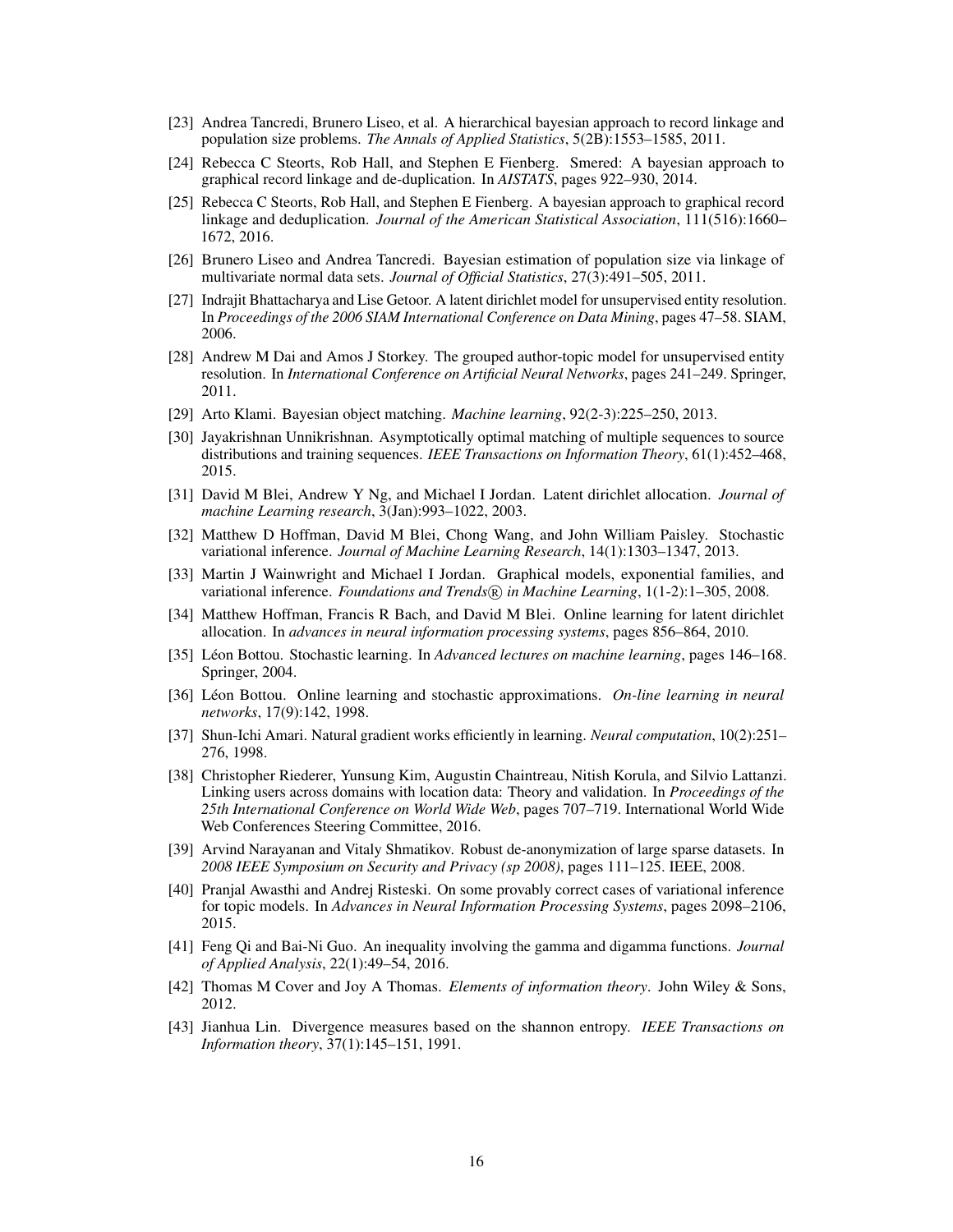[23] Andrea Tancredi, Brunero Liseo, et al. A hierarchical bayesian approach to record linkage and population size problems. *The Annals of Applied Statistics*, 5(2B):1553–1585, 2011.

[24] Rebecca C Steorts, Rob Hall, and Stephen E Fienberg. Smered: A bayesian approach to graphical record linkage and de-duplication. In *AISTATS*, pages 922–930, 2014.

[25] Rebecca C Steorts, Rob Hall, and Stephen E Fienberg. A bayesian approach to graphical record linkage and deduplication. *Journal of the American Statistical Association*, 111(516):1660–1672, 2016.

[26] Brunero Liseo and Andrea Tancredi. Bayesian estimation of population size via linkage of multivariate normal data sets. *Journal of Official Statistics*, 27(3):491–505, 2011.

[27] Indrajit Bhattacharya and Lise Getoor. A latent dirichlet model for unsupervised entity resolution. In *Proceedings of the 2006 SIAM International Conference on Data Mining*, pages 47–58. SIAM, 2006.

[28] Andrew M Dai and Amos J Storkey. The grouped author-topic model for unsupervised entity resolution. In *International Conference on Artificial Neural Networks*, pages 241–249. Springer, 2011.

[29] Arto Klami. Bayesian object matching. *Machine learning*, 92(2-3):225–250, 2013.

[30] Jayakrishnan Unnikrishnan. Asymptotically optimal matching of multiple sequences to source distributions and training sequences. *IEEE Transactions on Information Theory*, 61(1):452–468, 2015.

[31] David M Blei, Andrew Y Ng, and Michael I Jordan. Latent dirichlet allocation. *Journal of machine Learning research*, 3(Jan):993–1022, 2003.

[32] Matthew D Hoffman, David M Blei, Chong Wang, and John William Paisley. Stochastic variational inference. *Journal of Machine Learning Research*, 14(1):1303–1347, 2013.

[33] Martin J Wainwright and Michael I Jordan. Graphical models, exponential families, and variational inference. *Foundations and Trends® in Machine Learning*, 1(1-2):1–305, 2008.

[34] Matthew Hoffman, Francis R Bach, and David M Blei. Online learning for latent dirichlet allocation. In *advances in neural information processing systems*, pages 856–864, 2010.

[35] Léon Bottou. Stochastic learning. In *Advanced lectures on machine learning*, pages 146–168. Springer, 2004.

[36] Léon Bottou. Online learning and stochastic approximations. *On-line learning in neural networks*, 17(9):142, 1998.

[37] Shun-Ichi Amari. Natural gradient works efficiently in learning. *Neural computation*, 10(2):251–276, 1998.

[38] Christopher Riederer, Yunsung Kim, Augustin Chaintreau, Nitish Korula, and Silvio Lattanzi. Linking users across domains with location data: Theory and validation. In *Proceedings of the 25th International Conference on World Wide Web*, pages 707–719. International World Wide Web Conferences Steering Committee, 2016.

[39] Arvind Narayanan and Vitaly Shmatikov. Robust de-anonymization of large sparse datasets. In *2008 IEEE Symposium on Security and Privacy (sp 2008)*, pages 111–125. IEEE, 2008.

[40] Pranjal Awasthi and Andrej Risteski. On some provably correct cases of variational inference for topic models. In *Advances in Neural Information Processing Systems*, pages 2098–2106, 2015.

[41] Feng Qi and Bai-Ni Guo. An inequality involving the gamma and digamma functions. *Journal of Applied Analysis*, 22(1):49–54, 2016.

[42] Thomas M Cover and Joy A Thomas. *Elements of information theory*. John Wiley & Sons, 2012.

[43] Jianhua Lin. Divergence measures based on the shannon entropy. *IEEE Transactions on Information theory*, 37(1):145–151, 1991.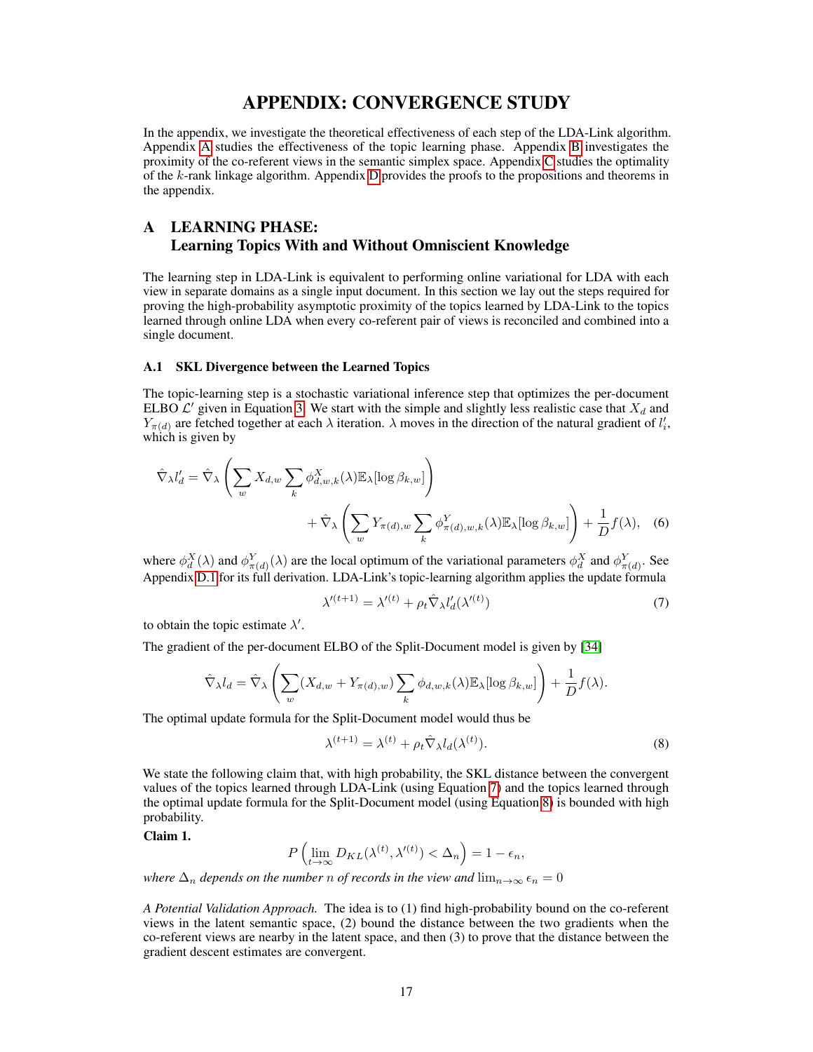# APPENDIX: CONVERGENCE STUDY

In the appendix, we investigate the theoretical effectiveness of each step of the LDA-Link algorithm. Appendix A studies the effectiveness of the topic learning phase. Appendix B investigates the proximity of the co-referent views in the semantic simplex space. Appendix C studies the optimality of the $k$-rank linkage algorithm. Appendix D provides the proofs to the propositions and theorems in the appendix.

## A LEARNING PHASE: Learning Topics With and Without Omniscient Knowledge

The learning step in LDA-Link is equivalent to performing online variational for LDA with each view in separate domains as a single input document. In this section we lay out the steps required for proving the high-probability asymptotic proximity of the topics learned by LDA-Link to the topics learned through online LDA when every co-referent pair of views is reconciled and combined into a single document.

### A.1 SKL Divergence between the Learned Topics

The topic-learning step is a stochastic variational inference step that optimizes the per-document ELBO $\mathcal{L}'$ given in Equation 3. We start with the simple and slightly less realistic case that $X_d$ and $Y_{\pi(d)}$ are fetched together at each $\lambda$ iteration. $\lambda$ moves in the direction of the natural gradient of $l'_i$, which is given by

$$\hat{\nabla}_\lambda l'_d = \hat{\nabla}_\lambda \left( \sum_w X_{d,w} \sum_k \phi^X_{d,w,k}(\lambda) \mathbb{E}_\lambda[\log \beta_{k,w}] \right) + \hat{\nabla}_\lambda \left( \sum_w Y_{\pi(d),w} \sum_k \phi^Y_{\pi(d),w,k}(\lambda) \mathbb{E}_\lambda[\log \beta_{k,w}] \right) + \frac{1}{D} f(\lambda), \quad (6)$$

where $\phi^X_d(\lambda)$ and $\phi^Y_{\pi(d)}(\lambda)$ are the local optimum of the variational parameters $\phi^X_d$ and $\phi^Y_{\pi(d)}$. See Appendix D.1 for its full derivation. LDA-Link's topic-learning algorithm applies the update formula

$$\lambda'^{(t+1)} = \lambda'^{(t)} + \rho_t \hat{\nabla}_\lambda l'_d(\lambda'^{(t)}) \quad (7)$$

to obtain the topic estimate $\lambda'$.

The gradient of the per-document ELBO of the Split-Document model is given by [34]

$$\hat{\nabla}_\lambda l_d = \hat{\nabla}_\lambda \left( \sum_w (X_{d,w} + Y_{\pi(d),w}) \sum_k \phi_{d,w,k}(\lambda) \mathbb{E}_\lambda[\log \beta_{k,w}] \right) + \frac{1}{D} f(\lambda).$$

The optimal update formula for the Split-Document model would thus be

$$\lambda^{(t+1)} = \lambda^{(t)} + \rho_t \hat{\nabla}_\lambda l_d(\lambda^{(t)}). \quad (8)$$

We state the following claim that, with high probability, the SKL distance between the convergent values of the topics learned through LDA-Link (using Equation 7) and the topics learned through the optimal update formula for the Split-Document model (using Equation 8) is bounded with high probability.

**Claim 1.**

$$P\left( \lim_{t\to\infty} D_{KL}(\lambda^{(t)}, \lambda'^{(t)}) < \Delta_n \right) = 1 - \epsilon_n,$$

*where $\Delta_n$ depends on the number $n$ of records in the view and $\lim_{n\to\infty} \epsilon_n = 0$*

*A Potential Validation Approach.* The idea is to (1) find high-probability bound on the co-referent views in the latent semantic space, (2) bound the distance between the two gradients when the co-referent views are nearby in the latent space, and then (3) to prove that the distance between the gradient descent estimates are convergent.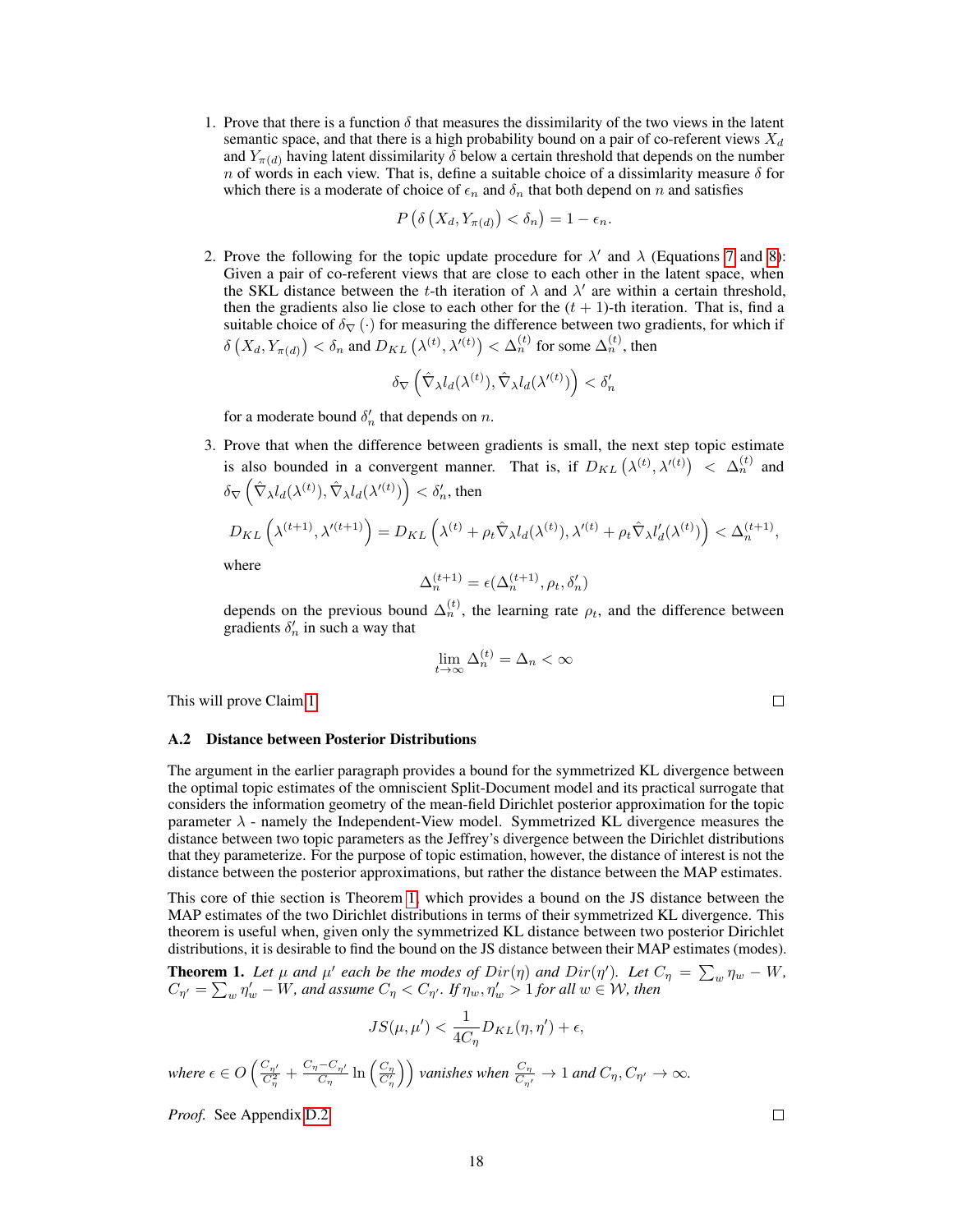1. Prove that there is a function $\delta$ that measures the dissimilarity of the two views in the latent semantic space, and that there is a high probability bound on a pair of co-referent views $X_d$ and $Y_{\pi(d)}$ having latent dissimilarity $\delta$ below a certain threshold that depends on the number $n$ of words in each view. That is, define a suitable choice of a dissimlarity measure $\delta$ for which there is a moderate of choice of $\epsilon_n$ and $\delta_n$ that both depend on $n$ and satisfies

$$P\left(\delta\left(X_d, Y_{\pi(d)}\right) < \delta_n\right) = 1 - \epsilon_n.$$

2. Prove the following for the topic update procedure for $\lambda'$ and $\lambda$ (Equations 7 and 8): Given a pair of co-referent views that are close to each other in the latent space, when the SKL distance between the $t$-th iteration of $\lambda$ and $\lambda'$ are within a certain threshold, then the gradients also lie close to each other for the $(t+1)$-th iteration. That is, find a suitable choice of $\delta_\nabla(\cdot)$ for measuring the difference between two gradients, for which if $\delta\left(X_d, Y_{\pi(d)}\right) < \delta_n$ and $D_{KL}\left(\lambda^{(t)}, \lambda'^{(t)}\right) < \Delta_n^{(t)}$ for some $\Delta_n^{(t)}$, then

$$\delta_\nabla\left(\hat{\nabla}_\lambda l_d(\lambda^{(t)}), \hat{\nabla}_\lambda l_d(\lambda'^{(t)})\right) < \delta'_n$$

for a moderate bound $\delta'_n$ that depends on $n$.

3. Prove that when the difference between gradients is small, the next step topic estimate is also bounded in a convergent manner. That is, if $D_{KL}\left(\lambda^{(t)}, \lambda'^{(t)}\right) < \Delta_n^{(t)}$ and $\delta_\nabla\left(\hat{\nabla}_\lambda l_d(\lambda^{(t)}), \hat{\nabla}_\lambda l_d(\lambda'^{(t)})\right) < \delta'_n$, then

$$D_{KL}\left(\lambda^{(t+1)}, \lambda'^{(t+1)}\right) = D_{KL}\left(\lambda^{(t)} + \rho_t \hat{\nabla}_\lambda l_d(\lambda^{(t)}), \lambda'^{(t)} + \rho_t \hat{\nabla}_\lambda l'_d(\lambda^{(t)})\right) < \Delta_n^{(t+1)},$$

where

$$\Delta_n^{(t+1)} = \epsilon(\Delta_n^{(t+1)}, \rho_t, \delta'_n)$$

depends on the previous bound $\Delta_n^{(t)}$, the learning rate $\rho_t$, and the difference between gradients $\delta'_n$ in such a way that

$$\lim_{t\to\infty} \Delta_n^{(t)} = \Delta_n < \infty$$

This will prove Claim 1. □

### A.2 Distance between Posterior Distributions

The argument in the earlier paragraph provides a bound for the symmetrized KL divergence between the optimal topic estimates of the omniscient Split-Document model and its practical surrogate that considers the information geometry of the mean-field Dirichlet posterior approximation for the topic parameter $\lambda$ - namely the Independent-View model. Symmetrized KL divergence measures the distance between two topic parameters as the Jeffrey's divergence between the Dirichlet distributions that they parameterize. For the purpose of topic estimation, however, the distance of interest is not the distance between the posterior approximations, but rather the distance between the MAP estimates.

This core of thie section is Theorem 1, which provides a bound on the JS distance between the MAP estimates of the two Dirichlet distributions in terms of their symmetrized KL divergence. This theorem is useful when, given only the symmetrized KL distance between two posterior Dirichlet distributions, it is desirable to find the bound on the JS distance between their MAP estimates (modes).

**Theorem 1.** *Let $\mu$ and $\mu'$ each be the modes of $Dir(\eta)$ and $Dir(\eta')$. Let $C_\eta = \sum_w \eta_w - W$, $C_{\eta'} = \sum_w \eta'_w - W$, and assume $C_\eta < C_{\eta'}$. If $\eta_w, \eta'_w > 1$ for all $w \in \mathcal{W}$, then*

$$JS(\mu, \mu') < \frac{1}{4C_\eta} D_{KL}(\eta, \eta') + \epsilon,$$

*where $\epsilon \in O\left(\frac{C_{\eta'}}{C_\eta^2} + \frac{C_\eta - C_{\eta'}}{C_\eta} \ln\left(\frac{C_\eta}{C_{\eta'}}\right)\right)$ vanishes when $\frac{C_\eta}{C_{\eta'}} \to 1$ and $C_\eta, C_{\eta'} \to \infty$.*

*Proof.* See Appendix D.2 □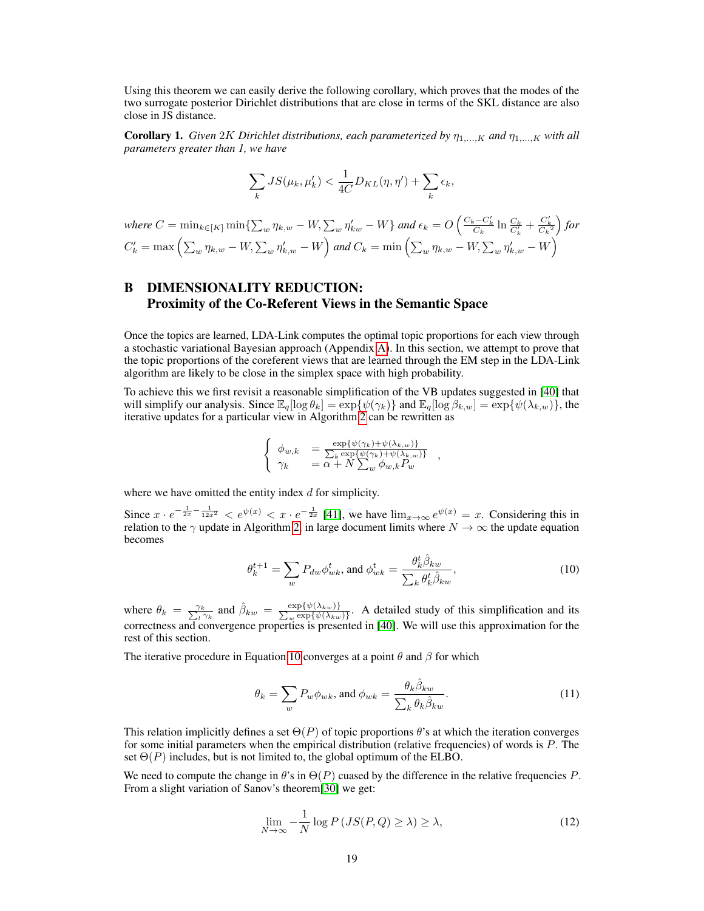Using this theorem we can easily derive the following corollary, which proves that the modes of the two surrogate posterior Dirichlet distributions that are close in terms of the SKL distance are also close in JS distance.

**Corollary 1.** *Given $2K$ Dirichlet distributions, each parameterized by $\eta_{1,\ldots,K}$ and $\eta_{1,\ldots,K}$ with all parameters greater than 1, we have*

$$\sum_k JS(\mu_k, \mu'_k) < \frac{1}{4C} D_{KL}(\eta, \eta') + \sum_k \epsilon_k,$$

*where $C = \min_{k \in [K]} \min\{\sum_w \eta_{k,w} - W, \sum_w \eta'_{kw} - W\}$ and $\epsilon_k = O\left(\frac{C_k - C'_k}{C_k} \ln \frac{C_k}{C'_k} + \frac{C'_k}{C_k{}^2}\right)$ for $C'_k = \max\left(\sum_w \eta_{k,w} - W, \sum_w \eta'_{k,w} - W\right)$ and $C_k = \min\left(\sum_w \eta_{k,w} - W, \sum_w \eta'_{k,w} - W\right)$*

## B DIMENSIONALITY REDUCTION: Proximity of the Co-Referent Views in the Semantic Space

Once the topics are learned, LDA-Link computes the optimal topic proportions for each view through a stochastic variational Bayesian approach (Appendix A). In this section, we attempt to prove that the coreferent views that are learned through the EM step in the LDA-Link algorithm are likely to be close in the simplex space with high probability.

To achieve this we first revisit a reasonable simplification of the VB updates suggested in [40] that will simplify our analysis. Since $\mathbb{E}_q[\log \theta_k] = \exp\{\psi(\gamma_k)\}$ and $\mathbb{E}_q[\log \beta_{k,w}] = \exp\{\psi(\lambda_{k,w})\}$, the iterative updates for a particular view in Algorithm 2 can be rewritten as

$$\begin{cases} \phi_{w,k} &= \frac{\exp\{\psi(\gamma_k) + \psi(\lambda_{k,w})\}}{\sum_k \exp\{\psi(\gamma_k) + \psi(\lambda_{k,w})\}} \\ \gamma_k &= \alpha + N \sum_w \phi_{w,k} P_w \end{cases},$$

where we have omitted the entity index $d$ for simplicity.

Since $x \cdot e^{-\frac{1}{2x} - \frac{1}{12x^2}} < e^{\psi(x)} < x \cdot e^{-\frac{1}{2x}}$ [41], we have $\lim_{x \to \infty} e^{\psi(x)} = x$. Considering this in relation to the $\gamma$ update in Algorithm 2, in large document limits where $N \to \infty$ the update equation becomes

$$\theta_k^{t+1} = \sum_w P_{dw} \phi_{wk}^t, \text{ and } \phi_{wk}^t = \frac{\theta_k^t \hat{\beta}_{kw}}{\sum_k \theta_k^t \hat{\beta}_{kw}}, \tag{10}$$

where $\theta_k = \frac{\gamma_k}{\sum_l \gamma_k}$ and $\hat{\beta}_{kw} = \frac{\exp\{\psi(\lambda_{kw})\}}{\sum_w \exp\{\psi(\lambda_{kw})\}}$. A detailed study of this simplification and its correctness and convergence properties is presented in [40]. We will use this approximation for the rest of this section.

The iterative procedure in Equation 10 converges at a point $\theta$ and $\beta$ for which

$$\theta_k = \sum_w P_w \phi_{wk}, \text{ and } \phi_{wk} = \frac{\theta_k \hat{\beta}_{kw}}{\sum_k \theta_k \hat{\beta}_{kw}}. \tag{11}$$

This relation implicitly defines a set $\Theta(P)$ of topic proportions $\theta$'s at which the iteration converges for some initial parameters when the empirical distribution (relative frequencies) of words is $P$. The set $\Theta(P)$ includes, but is not limited to, the global optimum of the ELBO.

We need to compute the change in $\theta$'s in $\Theta(P)$ cuased by the difference in the relative frequencies $P$. From a slight variation of Sanov's theorem[30] we get:

$$\lim_{N \to \infty} -\frac{1}{N} \log P\left(JS(P, Q) \geq \lambda\right) \geq \lambda, \tag{12}$$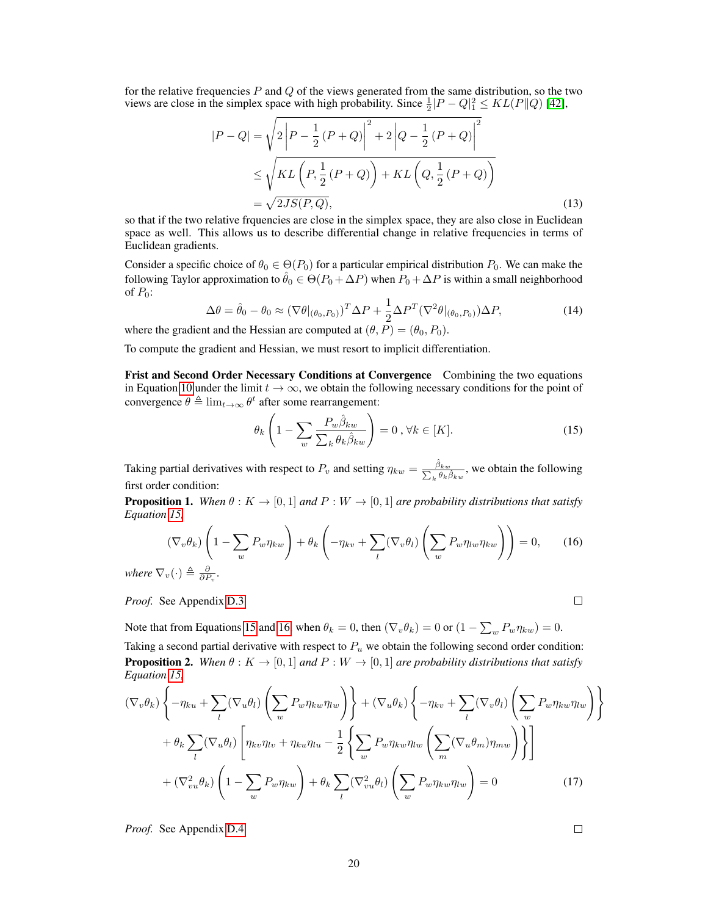for the relative frequencies $P$ and $Q$ of the views generated from the same distribution, so the two views are close in the simplex space with high probability. Since $\frac{1}{2}|P - Q|_1^2 \leq KL(P \| Q)$ [42],

$$
\begin{aligned}
|P - Q| &= \sqrt{2\left|P - \frac{1}{2}(P+Q)\right|^2 + 2\left|Q - \frac{1}{2}(P+Q)\right|^2} \\
&\leq \sqrt{KL\left(P, \frac{1}{2}(P+Q)\right) + KL\left(Q, \frac{1}{2}(P+Q)\right)} \\
&= \sqrt{2JS(P,Q)},
\end{aligned} \tag{13}
$$

so that if the two relative frquencies are close in the simplex space, they are also close in Euclidean space as well. This allows us to describe differential change in relative frequencies in terms of Euclidean gradients.

Consider a specific choice of $\theta_0 \in \Theta(P_0)$ for a particular empirical distribution $P_0$. We can make the following Taylor approximation to $\hat{\theta}_0 \in \Theta(P_0 + \Delta P)$ when $P_0 + \Delta P$ is within a small neighborhood of $P_0$:

$$
\Delta\theta = \hat{\theta}_0 - \theta_0 \approx (\nabla\theta|_{(\theta_0, P_0)})^T \Delta P + \frac{1}{2}\Delta P^T (\nabla^2\theta|_{(\theta_0,P_0)})\Delta P, \tag{14}
$$

where the gradient and the Hessian are computed at $(\theta, P) = (\theta_0, P_0)$.

To compute the gradient and Hessian, we must resort to implicit differentiation.

**Frist and Second Order Necessary Conditions at Convergence** Combining the two equations in Equation 10 under the limit $t \to \infty$, we obtain the following necessary conditions for the point of convergence $\theta \triangleq \lim_{t\to\infty} \theta^t$ after some rearrangement:

$$
\theta_k \left(1 - \sum_w \frac{P_w \hat{\beta}_{kw}}{\sum_k \theta_k \hat{\beta}_{kw}}\right) = 0 \text{ , } \forall k \in [K]. \tag{15}
$$

Taking partial derivatives with respect to $P_v$ and setting $\eta_{kw} = \frac{\hat{\beta}_{kw}}{\sum_k \theta_k \hat{\beta}_{kw}}$, we obtain the following first order condition:

**Proposition 1.** *When $\theta : K \to [0,1]$ and $P : W \to [0,1]$ are probability distributions that satisfy Equation 15,*

$$
(\nabla_v \theta_k)\left(1 - \sum_w P_w \eta_{kw}\right) + \theta_k \left(-\eta_{kv} + \sum_l (\nabla_v \theta_l)\left(\sum_w P_w \eta_{lw} \eta_{kw}\right)\right) = 0, \tag{16}
$$

*where $\nabla_v(\cdot) \triangleq \frac{\partial}{\partial P_v}$.*

*Proof.* See Appendix D.3 $\square$

Note that from Equations 15 and 16, when $\theta_k = 0$, then $(\nabla_v \theta_k) = 0$ or $(1 - \sum_w P_w \eta_{kw}) = 0$.

Taking a second partial derivative with respect to $P_u$ we obtain the following second order condition:

**Proposition 2.** *When $\theta : K \to [0,1]$ and $P : W \to [0,1]$ are probability distributions that satisfy Equation 15,*

$$
\begin{aligned}
&(\nabla_v \theta_k)\left\{-\eta_{ku} + \sum_l (\nabla_u \theta_l)\left(\sum_w P_w \eta_{kw} \eta_{lw}\right)\right\} + (\nabla_u \theta_k)\left\{-\eta_{kv} + \sum_l (\nabla_v \theta_l)\left(\sum_w P_w \eta_{kw} \eta_{lw}\right)\right\} \\
&+ \theta_k \sum_l (\nabla_v \theta_l)\left[\eta_{kv}\eta_{lv} + \eta_{ku}\eta_{lu} - \frac{1}{2}\left\{\sum_w P_w \eta_{kw}\eta_{lw}\left(\sum_m (\nabla_u \theta_m)\eta_{mw}\right)\right\}\right] \\
&+ (\nabla^2_{vu}\theta_k)\left(1 - \sum_w P_w \eta_{kw}\right) + \theta_k \sum_l (\nabla^2_{vu}\theta_l)\left(\sum_w P_w \eta_{kw}\eta_{lw}\right) = 0
\end{aligned} \tag{17}
$$

*Proof.* See Appendix D.4 $\square$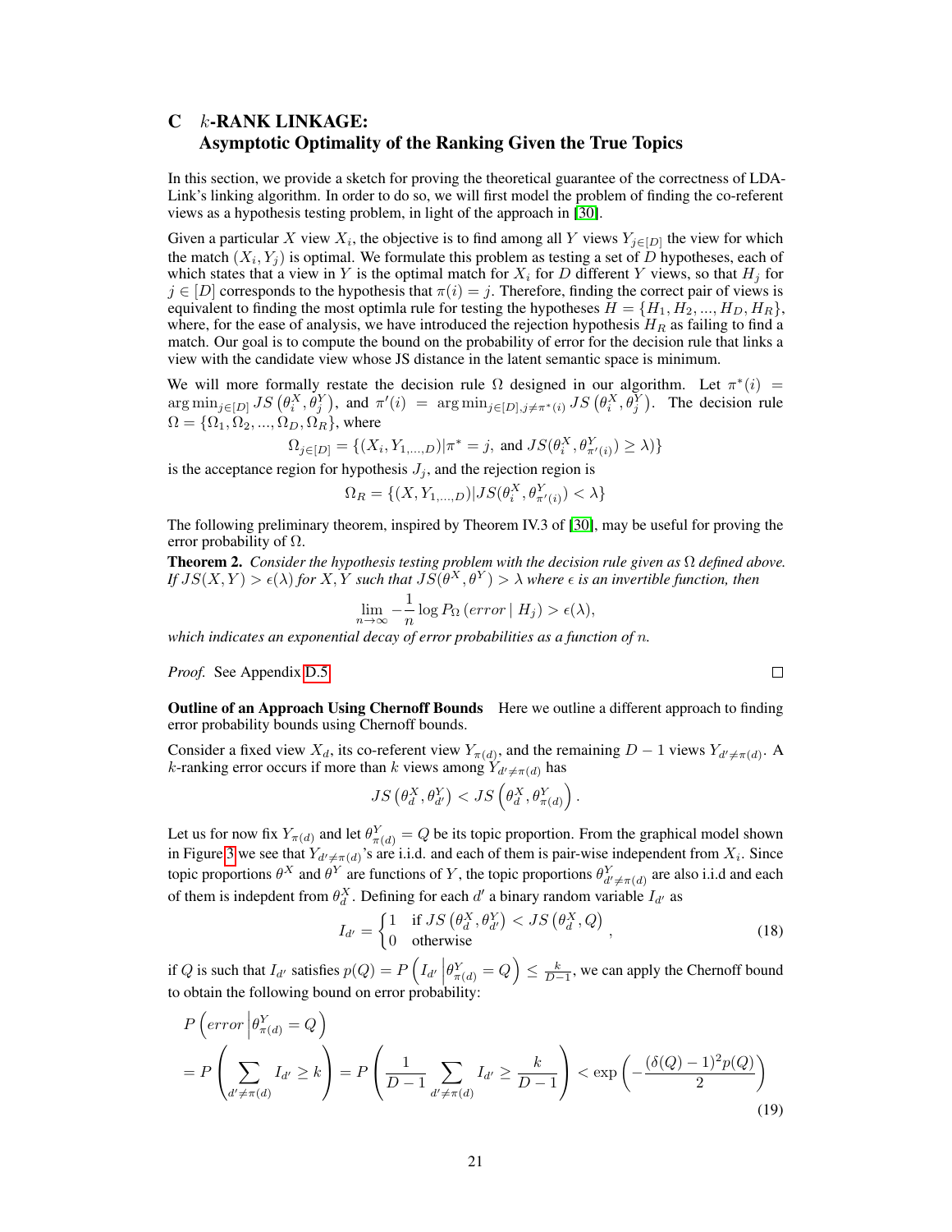# C $k$-RANK LINKAGE: Asymptotic Optimality of the Ranking Given the True Topics

In this section, we provide a sketch for proving the theoretical guarantee of the correctness of LDA-Link's linking algorithm. In order to do so, we will first model the problem of finding the co-referent views as a hypothesis testing problem, in light of the approach in [30].

Given a particular $X$ view $X_i$, the objective is to find among all $Y$ views $Y_{j\in[D]}$ the view for which the match $(X_i, Y_j)$ is optimal. We formulate this problem as testing a set of $D$ hypotheses, each of which states that a view in $Y$ is the optimal match for $X_i$ for $D$ different $Y$ views, so that $H_j$ for $j \in [D]$ corresponds to the hypothesis that $\pi(i) = j$. Therefore, finding the correct pair of views is equivalent to finding the most optimla rule for testing the hypotheses $H = \{H_1, H_2, ..., H_D, H_R\}$, where, for the ease of analysis, we have introduced the rejection hypothesis $H_R$ as failing to find a match. Our goal is to compute the bound on the probability of error for the decision rule that links a view with the candidate view whose JS distance in the latent semantic space is minimum.

We will more formally restate the decision rule $\Omega$ designed in our algorithm. Let $\pi^*(i) = \arg\min_{j\in[D]} JS\left(\theta_i^X, \theta_j^Y\right)$, and $\pi'(i) = \arg\min_{j\in[D], j\neq\pi^*(i)} JS\left(\theta_i^X, \theta_j^Y\right)$. The decision rule $\Omega = \{\Omega_1, \Omega_2, ..., \Omega_D, \Omega_R\}$, where

$$\Omega_{j\in[D]} = \{(X_i, Y_{1,...,D}) | \pi^* = j, \text{ and } JS(\theta_i^X, \theta_{\pi'(i)}^Y) \geq \lambda)\}$$

is the acceptance region for hypothesis $J_j$, and the rejection region is

$$\Omega_R = \{(X, Y_{1,...,D}) | JS(\theta_i^X, \theta_{\pi'(i)}^Y) < \lambda\}$$

The following preliminary theorem, inspired by Theorem IV.3 of [30], may be useful for proving the error probability of $\Omega$.

**Theorem 2.** *Consider the hypothesis testing problem with the decision rule given as $\Omega$ defined above. If $JS(X, Y) > \epsilon(\lambda)$ for $X, Y$ such that $JS(\theta^X, \theta^Y) > \lambda$ where $\epsilon$ is an invertible function, then*

$$\lim_{n\to\infty} -\frac{1}{n} \log P_\Omega\left(error \mid H_j\right) > \epsilon(\lambda),$$

*which indicates an exponential decay of error probabilities as a function of $n$.*

*Proof.* See Appendix D.5 ∎

**Outline of an Approach Using Chernoff Bounds** Here we outline a different approach to finding error probability bounds using Chernoff bounds.

Consider a fixed view $X_d$, its co-referent view $Y_{\pi(d)}$, and the remaining $D-1$ views $Y_{d'\neq\pi(d)}$. A $k$-ranking error occurs if more than $k$ views among $Y_{d'\neq\pi(d)}$ has

$$JS\left(\theta_d^X, \theta_{d'}^Y\right) < JS\left(\theta_d^X, \theta_{\pi(d)}^Y\right).$$

Let us for now fix $Y_{\pi(d)}$ and let $\theta_{\pi(d)}^Y = Q$ be its topic proportion. From the graphical model shown in Figure 3 we see that $Y_{d'\neq\pi(d)}$'s are i.i.d. and each of them is pair-wise independent from $X_i$. Since topic proportions $\theta^X$ and $\theta^Y$ are functions of $Y$, the topic proportions $\theta_{d'\neq\pi(d)}^Y$ are also i.i.d and each of them is indepdent from $\theta_d^X$. Defining for each $d'$ a binary random variable $I_{d'}$ as

$$I_{d'} = \begin{cases} 1 & \text{if } JS\left(\theta_d^X, \theta_{d'}^Y\right) < JS\left(\theta_d^X, Q\right) \\ 0 & \text{otherwise} \end{cases}, \tag{18}$$

if $Q$ is such that $I_{d'}$ satisfies $p(Q) = P\left(I_{d'} \middle| \theta_{\pi(d)}^Y = Q\right) \leq \frac{k}{D-1}$, we can apply the Chernoff bound to obtain the following bound on error probability:

$$\begin{aligned} &P\left(error \middle| \theta_{\pi(d)}^Y = Q\right) \\ &= P\left(\sum_{d'\neq\pi(d)} I_{d'} \geq k\right) = P\left(\frac{1}{D-1}\sum_{d'\neq\pi(d)} I_{d'} \geq \frac{k}{D-1}\right) < \exp\left(-\frac{(\delta(Q)-1)^2 p(Q)}{2}\right) \end{aligned} \tag{19}$$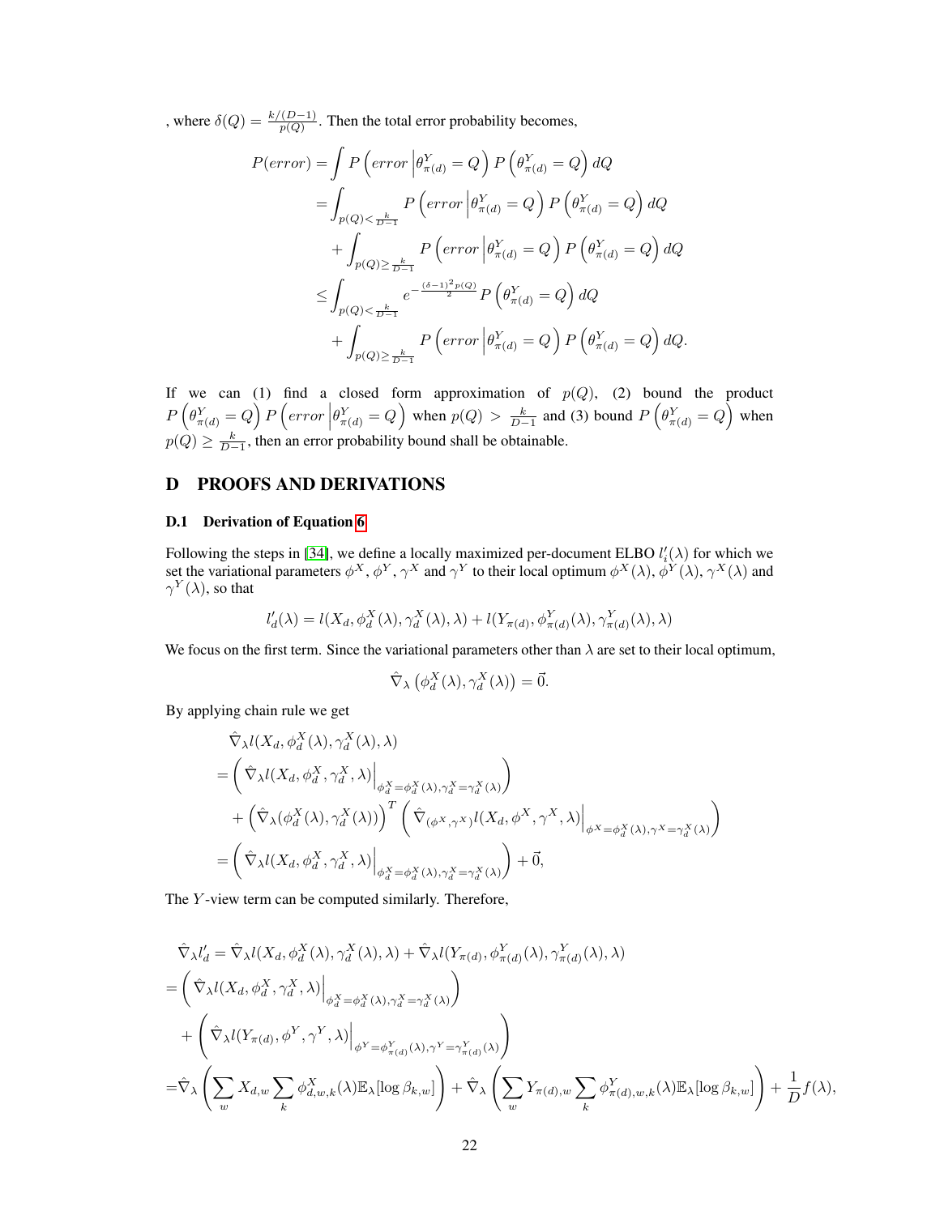, where $\delta(Q) = \frac{k/(D-1)}{p(Q)}$. Then the total error probability becomes,

$$
\begin{aligned}
P(error) &= \int P\left(error \middle| \theta^Y_{\pi(d)} = Q\right) P\left(\theta^Y_{\pi(d)} = Q\right) dQ \\
&= \int_{p(Q) < \frac{k}{D-1}} P\left(error \middle| \theta^Y_{\pi(d)} = Q\right) P\left(\theta^Y_{\pi(d)} = Q\right) dQ \\
&\quad + \int_{p(Q) \geq \frac{k}{D-1}} P\left(error \middle| \theta^Y_{\pi(d)} = Q\right) P\left(\theta^Y_{\pi(d)} = Q\right) dQ \\
&\leq \int_{p(Q) < \frac{k}{D-1}} e^{-\frac{(\delta-1)^2 p(Q)}{2}} P\left(\theta^Y_{\pi(d)} = Q\right) dQ \\
&\quad + \int_{p(Q) \geq \frac{k}{D-1}} P\left(error \middle| \theta^Y_{\pi(d)} = Q\right) P\left(\theta^Y_{\pi(d)} = Q\right) dQ.
\end{aligned}
$$

If we can (1) find a closed form approximation of $p(Q)$, (2) bound the product $P\left(\theta^Y_{\pi(d)} = Q\right) P\left(error \middle| \theta^Y_{\pi(d)} = Q\right)$ when $p(Q) > \frac{k}{D-1}$ and (3) bound $P\left(\theta^Y_{\pi(d)} = Q\right)$ when $p(Q) \geq \frac{k}{D-1}$, then an error probability bound shall be obtainable.

# D PROOFS AND DERIVATIONS

## D.1 Derivation of Equation 6

Following the steps in [34], we define a locally maximized per-document ELBO $l'_i(\lambda)$ for which we set the variational parameters $\phi^X$, $\phi^Y$, $\gamma^X$ and $\gamma^Y$ to their local optimum $\phi^X(\lambda)$, $\phi^Y(\lambda)$, $\gamma^X(\lambda)$ and $\gamma^Y(\lambda)$, so that

$$
l'_d(\lambda) = l(X_d, \phi^X_d(\lambda), \gamma^X_d(\lambda), \lambda) + l(Y_{\pi(d)}, \phi^Y_{\pi(d)}(\lambda), \gamma^Y_{\pi(d)}(\lambda), \lambda)
$$

We focus on the first term. Since the variational parameters other than $\lambda$ are set to their local optimum,

$$
\hat{\nabla}_\lambda \left(\phi^X_d(\lambda), \gamma^X_d(\lambda)\right) = \vec{0}.
$$

By applying chain rule we get

$$
\begin{aligned}
&\hat{\nabla}_\lambda l(X_d, \phi^X_d(\lambda), \gamma^X_d(\lambda), \lambda) \\
&= \left( \hat{\nabla}_\lambda l(X_d, \phi^X_d, \gamma^X_d, \lambda)\Big|_{\phi^X_d = \phi^X_d(\lambda), \gamma^X_d = \gamma^X_d(\lambda)} \right) \\
&\quad + \left(\hat{\nabla}_\lambda (\phi^X_d(\lambda), \gamma^X_d(\lambda))\right)^T \left( \hat{\nabla}_{(\phi^X, \gamma^X)} l(X_d, \phi^X, \gamma^X, \lambda)\Big|_{\phi^X = \phi^X_d(\lambda), \gamma^X = \gamma^X_d(\lambda)} \right) \\
&= \left( \hat{\nabla}_\lambda l(X_d, \phi^X_d, \gamma^X_d, \lambda)\Big|_{\phi^X_d = \phi^X_d(\lambda), \gamma^X_d = \gamma^X_d(\lambda)} \right) + \vec{0},
\end{aligned}
$$

The $Y$-view term can be computed similarly. Therefore,

$$
\begin{aligned}
&\hat{\nabla}_\lambda l'_d = \hat{\nabla}_\lambda l(X_d, \phi^X_d(\lambda), \gamma^X_d(\lambda), \lambda) + \hat{\nabla}_\lambda l(Y_{\pi(d)}, \phi^Y_{\pi(d)}(\lambda), \gamma^Y_{\pi(d)}(\lambda), \lambda) \\
&= \left( \hat{\nabla}_\lambda l(X_d, \phi^X_d, \gamma^X_d, \lambda)\Big|_{\phi^X_d = \phi^X_d(\lambda), \gamma^X_d = \gamma^X(\lambda)} \right) \\
&\quad + \left( \hat{\nabla}_\lambda l(Y_{\pi(d)}, \phi^Y, \gamma^Y, \lambda)\Big|_{\phi^Y = \phi^Y_{\pi(d)}(\lambda), \gamma^Y = \gamma^Y_{\pi(d)}(\lambda)} \right) \\
&= \hat{\nabla}_\lambda \left( \sum_w X_{d,w} \sum_k \phi^X_{d,w,k}(\lambda) \mathbb{E}_\lambda[\log \beta_{k,w}] \right) + \hat{\nabla}_\lambda \left( \sum_w Y_{\pi(d),w} \sum_k \phi^Y_{\pi(d),w,k}(\lambda) \mathbb{E}_\lambda[\log \beta_{k,w}] \right) + \frac{1}{D} f(\lambda),
\end{aligned}
$$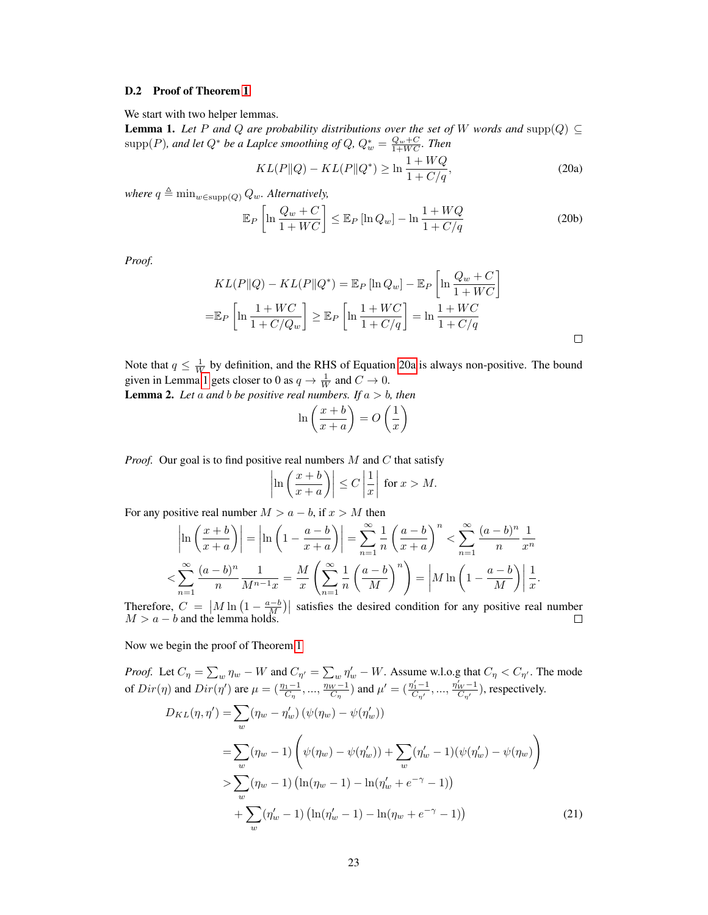### D.2 Proof of Theorem 1

We start with two helper lemmas.

**Lemma 1.** *Let $P$ and $Q$ are probability distributions over the set of $W$ words and $\text{supp}(Q) \subseteq \text{supp}(P)$, and let $Q^*$ be a Laplce smoothing of $Q$, $Q^*_w = \frac{Q_w + C}{1+WC}$. Then*

$$KL(P\|Q) - KL(P\|Q^*) \geq \ln \frac{1+WQ}{1+C/q}, \tag{20a}$$

*where $q \triangleq \min_{w \in \text{supp}(Q)} Q_w$. Alternatively,*

$$\mathbb{E}_P \left[ \ln \frac{Q_w + C}{1+WC} \right] \leq \mathbb{E}_P \left[ \ln Q_w \right] - \ln \frac{1+WQ}{1+C/q} \tag{20b}$$

*Proof.*

$$KL(P\|Q) - KL(P\|Q^*) = \mathbb{E}_P \left[ \ln Q_w \right] - \mathbb{E}_P \left[ \ln \frac{Q_w + C}{1+WC} \right]$$

$$= \mathbb{E}_P \left[ \ln \frac{1+WC}{1+C/Q_w} \right] \geq \mathbb{E}_P \left[ \ln \frac{1+WC}{1+C/q} \right] = \ln \frac{1+WC}{1+C/q}$$

□

Note that $q \leq \frac{1}{W}$ by definition, and the RHS of Equation 20a is always non-positive. The bound given in Lemma 1 gets closer to 0 as $q \to \frac{1}{W}$ and $C \to 0$.

**Lemma 2.** *Let $a$ and $b$ be positive real numbers. If $a > b$, then*

$$\ln \left( \frac{x+b}{x+a} \right) = O \left( \frac{1}{x} \right)$$

*Proof.* Our goal is to find positive real numbers $M$ and $C$ that satisfy

$$\left| \ln \left( \frac{x+b}{x+a} \right) \right| \leq C \left| \frac{1}{x} \right| \text{ for } x > M.$$

For any positive real number $M > a - b$, if $x > M$ then

$$\left| \ln \left( \frac{x+b}{x+a} \right) \right| = \left| \ln \left( 1 - \frac{a-b}{x+a} \right) \right| = \sum_{n=1}^{\infty} \frac{1}{n} \left( \frac{a-b}{x+a} \right)^n < \sum_{n=1}^{\infty} \frac{(a-b)^n}{n} \frac{1}{x^n}$$

$$< \sum_{n=1}^{\infty} \frac{(a-b)^n}{n} \frac{1}{M^{n-1}x} = \frac{M}{x} \left( \sum_{n=1}^{\infty} \frac{1}{n} \left( \frac{a-b}{M} \right)^n \right) = \left| M \ln \left( 1 - \frac{a-b}{M} \right) \right| \frac{1}{x}.$$

Therefore, $C = \left| M \ln \left( 1 - \frac{a-b}{M} \right) \right|$ satisfies the desired condition for any positive real number $M > a - b$ and the lemma holds. □

Now we begin the proof of Theorem 1.

*Proof.* Let $C_\eta = \sum_w \eta_w - W$ and $C_{\eta'} = \sum_w \eta'_w - W$. Assume w.l.o.g that $C_\eta < C_{\eta'}$. The mode of $Dir(\eta)$ and $Dir(\eta')$ are $\mu = (\frac{\eta_1 - 1}{C_\eta}, ..., \frac{\eta_W - 1}{C_\eta})$ and $\mu' = (\frac{\eta'_1 - 1}{C_{\eta'}}, ..., \frac{\eta'_W - 1}{C_{\eta'}})$, respectively.

$$\begin{aligned}
D_{KL}(\eta, \eta') &= \sum_w (\eta_w - \eta'_w) \left( \psi(\eta_w) - \psi(\eta'_w) \right) \\
&= \sum_w (\eta_w - 1) \left( \psi(\eta_w) - \psi(\eta'_w)) + \sum_w (\eta'_w - 1)(\psi(\eta'_w) - \psi(\eta_w) \right) \\
&> \sum_w (\eta_w - 1) \left( \ln(\eta_w - 1) - \ln(\eta'_w + e^{-\gamma} - 1) \right) \\
&\quad + \sum_w (\eta'_w - 1) \left( \ln(\eta'_w - 1) - \ln(\eta_w + e^{-\gamma} - 1) \right)
\end{aligned} \tag{21}$$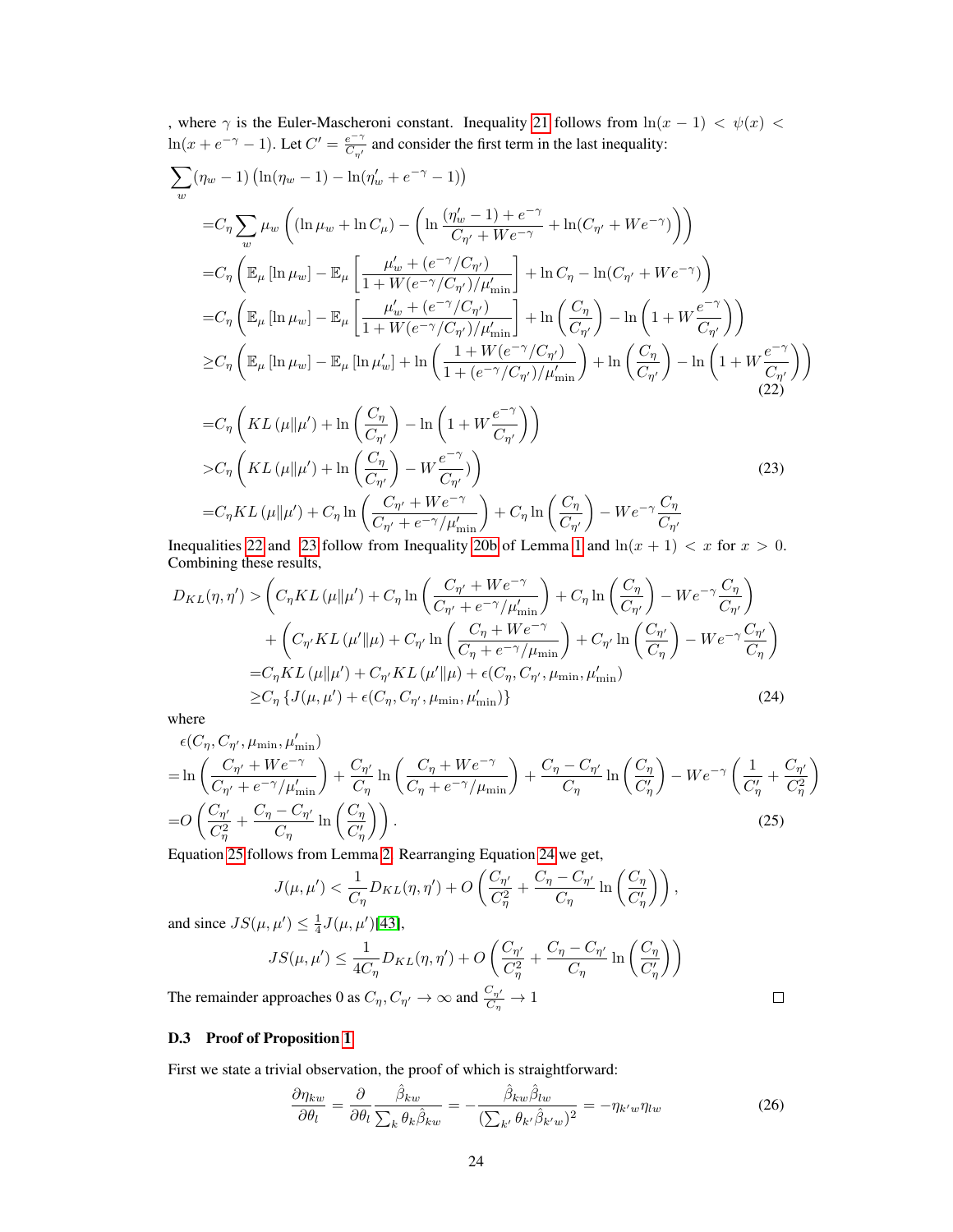, where $\gamma$ is the Euler-Mascheroni constant. Inequality 21 follows from $\ln(x-1) < \psi(x) < \ln(x + e^{-\gamma} - 1)$. Let $C' = \frac{e^{-\gamma}}{C_{\eta'}}$ and consider the first term in the last inequality:

$$
\begin{aligned}
&\sum_w (\eta_w - 1)\left(\ln(\eta_w - 1) - \ln(\eta'_w + e^{-\gamma} - 1)\right)\\
&= C_\eta \sum_w \mu_w \left( (\ln \mu_w + \ln C_\mu) - \left( \ln \frac{(\eta'_w - 1) + e^{-\gamma}}{C_{\eta'} + We^{-\gamma}} + \ln(C_{\eta'} + We^{-\gamma}) \right) \right)\\
&= C_\eta \left( \mathbb{E}_\mu [\ln \mu_w] - \mathbb{E}_\mu \left[ \frac{\mu'_w + (e^{-\gamma}/C_{\eta'})}{1 + W(e^{-\gamma}/C_{\eta'})/\mu'_{\min}} \right] + \ln C_\eta - \ln(C_{\eta'} + We^{-\gamma}) \right)\\
&= C_\eta \left( \mathbb{E}_\mu [\ln \mu_w] - \mathbb{E}_\mu \left[ \frac{\mu'_w + (e^{-\gamma}/C_{\eta'})}{1 + W(e^{-\gamma}/C_{\eta'})/\mu'_{\min}} \right] + \ln\left(\frac{C_\eta}{C_{\eta'}}\right) - \ln\left(1 + W\frac{e^{-\gamma}}{C_{\eta'}}\right) \right)\\
&\geq C_\eta \left( \mathbb{E}_\mu [\ln \mu_w] - \mathbb{E}_\mu [\ln \mu'_w] + \ln\left( \frac{1 + W(e^{-\gamma}/C_{\eta'})}{1 + (e^{-\gamma}/C_{\eta'})/\mu'_{\min}} \right) + \ln\left(\frac{C_\eta}{C_{\eta'}}\right) - \ln\left(1 + W\frac{e^{-\gamma}}{C_{\eta'}}\right) \right) \qquad (22)\\
&= C_\eta \left( KL(\mu \| \mu') + \ln\left(\frac{C_\eta}{C_{\eta'}}\right) - \ln\left(1 + W\frac{e^{-\gamma}}{C_{\eta'}}\right) \right)\\
&> C_\eta \left( KL(\mu \| \mu') + \ln\left(\frac{C_\eta}{C_{\eta'}}\right) - W\frac{e^{-\gamma}}{C_{\eta'}}) \right) \qquad (23)\\
&= C_\eta KL(\mu \| \mu') + C_\eta \ln\left( \frac{C_{\eta'} + We^{-\gamma}}{C_{\eta'} + e^{-\gamma}/\mu'_{\min}} \right) + C_\eta \ln\left(\frac{C_\eta}{C_{\eta'}}\right) - We^{-\gamma}\frac{C_\eta}{C_{\eta'}}
\end{aligned}
$$

Inequalities 22 and 23 follow from Inequality 20b of Lemma 1 and $\ln(x+1) < x$ for $x > 0$. Combining these results,

$$
\begin{aligned}
D_{KL}(\eta, \eta') >& \left( C_\eta KL(\mu \| \mu') + C_\eta \ln\left( \frac{C_{\eta'} + We^{-\gamma}}{C_{\eta'} + e^{-\gamma}/\mu'_{\min}} \right) + C_\eta \ln\left(\frac{C_\eta}{C_{\eta'}}\right) - We^{-\gamma}\frac{C_\eta}{C_{\eta'}} \right)\\
&+ \left( C_{\eta'} KL(\mu' \| \mu) + C_{\eta'} \ln\left( \frac{C_\eta + We^{-\gamma}}{C_\eta + e^{-\gamma}/\mu_{\min}} \right) + C_{\eta'} \ln\left(\frac{C_{\eta'}}{C_\eta}\right) - We^{-\gamma}\frac{C_{\eta'}}{C_\eta} \right)\\
=& C_\eta KL(\mu \| \mu') + C_{\eta'} KL(\mu' \| \mu) + \epsilon(C_\eta, C_{\eta'}, \mu_{\min}, \mu'_{\min})\\
\geq& C_\eta \left\{ J(\mu, \mu') + \epsilon(C_\eta, C_{\eta'}, \mu_{\min}, \mu'_{\min}) \right\} \qquad (24)
\end{aligned}
$$

where

$$
\begin{aligned}
&\epsilon(C_\eta, C_{\eta'}, \mu_{\min}, \mu'_{\min})\\
&= \ln\left( \frac{C_{\eta'} + We^{-\gamma}}{C_{\eta'} + e^{-\gamma}/\mu'_{\min}} \right) + \frac{C_{\eta'}}{C_\eta} \ln\left( \frac{C_\eta + We^{-\gamma}}{C_\eta + e^{-\gamma}/\mu_{\min}} \right) + \frac{C_\eta - C_{\eta'}}{C_\eta} \ln\left(\frac{C_\eta}{C'_\eta}\right) - We^{-\gamma}\left( \frac{1}{C'_\eta} + \frac{C_{\eta'}}{C_\eta^2} \right)\\
&= O\left( \frac{C_{\eta'}}{C_\eta^2} + \frac{C_\eta - C_{\eta'}}{C_\eta} \ln\left(\frac{C_\eta}{C'_\eta}\right) \right). \qquad (25)
\end{aligned}
$$

Equation 25 follows from Lemma 2. Rearranging Equation 24 we get,

$$
J(\mu, \mu') < \frac{1}{C_\eta} D_{KL}(\eta, \eta') + O\left( \frac{C_{\eta'}}{C_\eta^2} + \frac{C_\eta - C_{\eta'}}{C_\eta} \ln\left(\frac{C_\eta}{C'_\eta}\right) \right),
$$

and since $JS(\mu, \mu') \leq \frac{1}{4} J(\mu, \mu')$[43],

$$
JS(\mu, \mu') \leq \frac{1}{4C_\eta} D_{KL}(\eta, \eta') + O\left( \frac{C_{\eta'}}{C_\eta^2} + \frac{C_\eta - C_{\eta'}}{C_\eta} \ln\left(\frac{C_\eta}{C'_\eta}\right) \right)
$$

The remainder approaches 0 as $C_\eta, C_{\eta'} \to \infty$ and $\frac{C_{\eta'}}{C_\eta} \to 1$ □

### D.3 Proof of Proposition 1

First we state a trivial observation, the proof of which is straightforward:

$$
\frac{\partial \eta_{kw}}{\partial \theta_l} = \frac{\partial}{\partial \theta_l} \frac{\hat{\beta}_{kw}}{\sum_k \theta_k \hat{\beta}_{kw}} = -\frac{\hat{\beta}_{kw}\hat{\beta}_{lw}}{(\sum_{k'} \theta_{k'} \hat{\beta}_{k'w})^2} = -\eta_{k'w}\eta_{lw} \qquad (26)
$$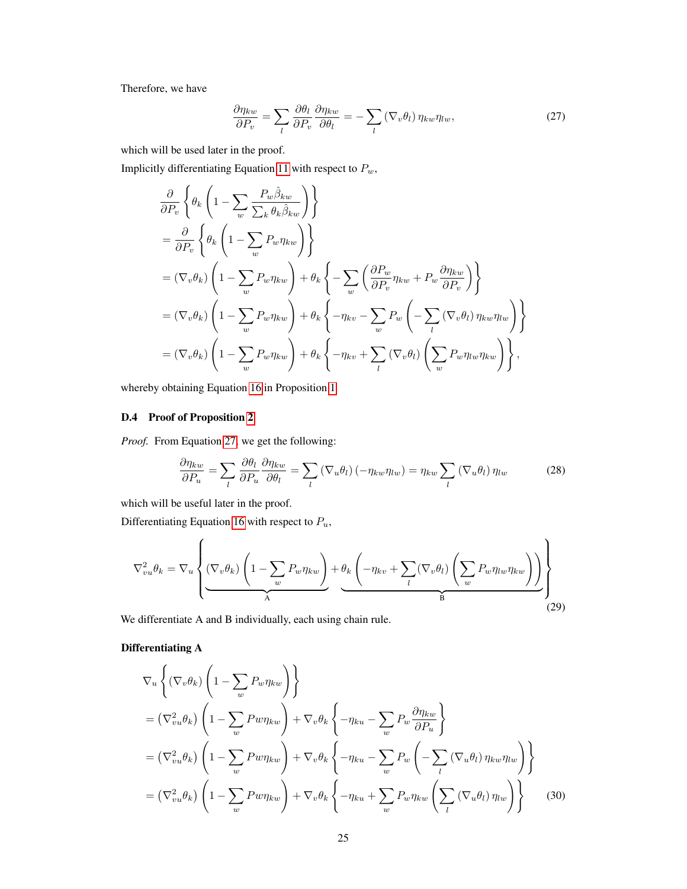Therefore, we have

$$\frac{\partial \eta_{kw}}{\partial P_v} = \sum_l \frac{\partial \theta_l}{\partial P_v} \frac{\partial \eta_{kw}}{\partial \theta_l} = -\sum_l \left(\nabla_v \theta_l\right) \eta_{kw} \eta_{lw}, \tag{27}$$

which will be used later in the proof.

Implicitly differentiating Equation 11 with respect to $P_w$,

$$\begin{aligned}
&\frac{\partial}{\partial P_v} \left\{ \theta_k \left( 1 - \sum_w \frac{P_w \hat{\beta}_{kw}}{\sum_k \theta_k \hat{\beta}_{kw}} \right) \right\} \\
&= \frac{\partial}{\partial P_v} \left\{ \theta_k \left( 1 - \sum_w P_w \eta_{kw} \right) \right\} \\
&= \left(\nabla_v \theta_k\right) \left( 1 - \sum_w P_w \eta_{kw} \right) + \theta_k \left\{ - \sum_w \left( \frac{\partial P_w}{\partial P_v} \eta_{kw} + P_w \frac{\partial \eta_{kw}}{\partial P_v} \right) \right\} \\
&= \left(\nabla_v \theta_k\right) \left( 1 - \sum_w P_w \eta_{kw} \right) + \theta_k \left\{ -\eta_{kv} - \sum_w P_w \left( - \sum_l \left(\nabla_v \theta_l\right) \eta_{kw} \eta_{lw} \right) \right\} \\
&= \left(\nabla_v \theta_k\right) \left( 1 - \sum_w P_w \eta_{kw} \right) + \theta_k \left\{ -\eta_{kv} + \sum_l \left(\nabla_v \theta_l\right) \left( \sum_w P_w \eta_{lw} \eta_{kw} \right) \right\},
\end{aligned}$$

whereby obtaining Equation 16 in Proposition 1.

### D.4 Proof of Proposition 2

*Proof.* From Equation 27, we get the following:

$$\frac{\partial \eta_{kw}}{\partial P_u} = \sum_l \frac{\partial \theta_l}{\partial P_u} \frac{\partial \eta_{kw}}{\partial \theta_l} = \sum_l \left(\nabla_u \theta_l\right) \left(-\eta_{kw} \eta_{lw}\right) = \eta_{kw} \sum_l \left(\nabla_u \theta_l\right) \eta_{lw} \tag{28}$$

which will be useful later in the proof.

Differentiating Equation 16 with respect to $P_u$,

$$\nabla^2_{vu} \theta_k = \nabla_u \left\{ \underbrace{\left(\nabla_v \theta_k\right) \left( 1 - \sum_w P_w \eta_{kw} \right)}_{\text{A}} + \underbrace{\theta_k \left( -\eta_{kv} + \sum_l \left(\nabla_v \theta_l\right) \left( \sum_w P_w \eta_{lw} \eta_{kw} \right) \right)}_{\text{B}} \right\} \tag{29}$$

We differentiate A and B individually, each using chain rule.

**Differentiating A**

$$\begin{aligned}
&\nabla_u \left\{ \left(\nabla_v \theta_k\right) \left( 1 - \sum_w P_w \eta_{kw} \right) \right\} \\
&= \left(\nabla^2_{vu} \theta_k\right) \left( 1 - \sum_w P w \eta_{kw} \right) + \nabla_v \theta_k \left\{ -\eta_{ku} - \sum_w P_w \frac{\partial \eta_{kw}}{\partial P_u} \right\} \\
&= \left(\nabla^2_{vu} \theta_k\right) \left( 1 - \sum_w P w \eta_{kw} \right) + \nabla_v \theta_k \left\{ -\eta_{ku} - \sum_w P_w \left( - \sum_l \left(\nabla_u \theta_l\right) \eta_{kw} \eta_{lw} \right) \right\} \\
&= \left(\nabla^2_{vu} \theta_k\right) \left( 1 - \sum_w P w \eta_{kw} \right) + \nabla_v \theta_k \left\{ -\eta_{ku} + \sum_w P_w \eta_{kw} \left( \sum_l \left(\nabla_u \theta_l\right) \eta_{lw} \right) \right\}
\end{aligned} \tag{30}$$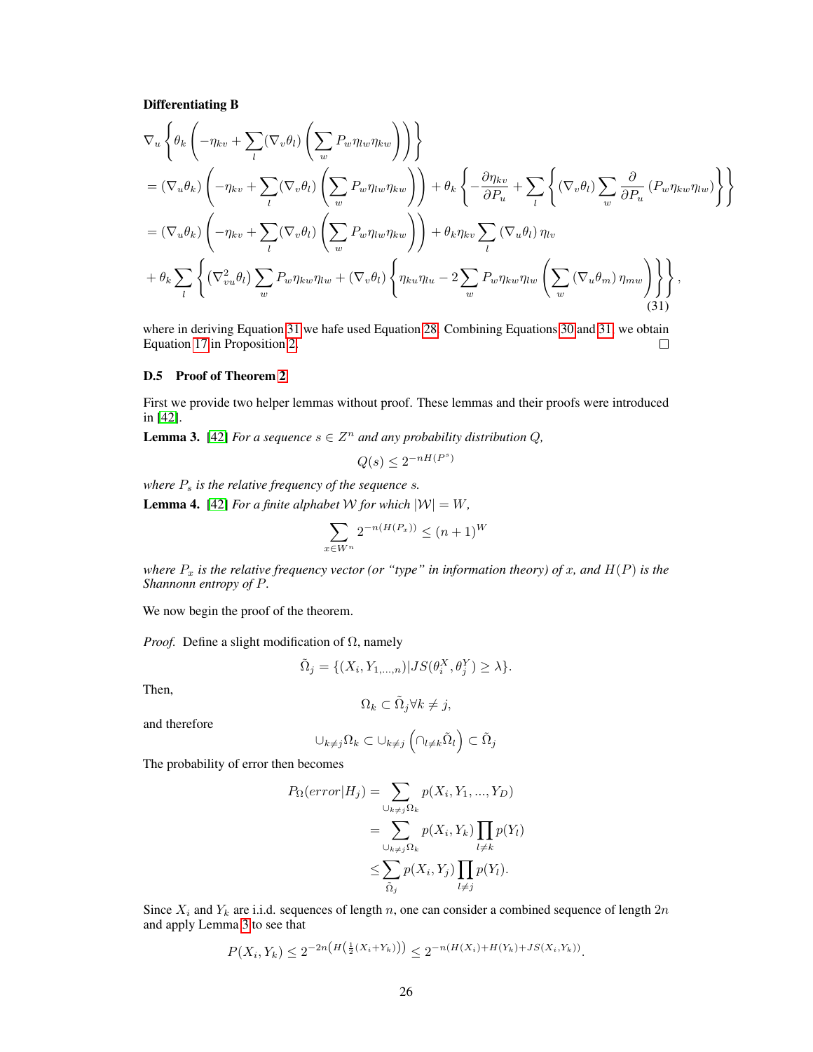**Differentiating B**

$$
\begin{aligned}
&\nabla_u \left\{ \theta_k \left( -\eta_{kv} + \sum_l (\nabla_v \theta_l) \left( \sum_w P_w \eta_{lw} \eta_{kw} \right) \right) \right\} \\
&= (\nabla_u \theta_k) \left( -\eta_{kv} + \sum_l (\nabla_v \theta_l) \left( \sum_w P_w \eta_{lw} \eta_{kw} \right) \right) + \theta_k \left\{ -\frac{\partial \eta_{kv}}{\partial P_u} + \sum_l \left\{ (\nabla_v \theta_l) \sum_w \frac{\partial}{\partial P_u} \left( P_w \eta_{kw} \eta_{lw} \right) \right\} \right\} \\
&= (\nabla_u \theta_k) \left( -\eta_{kv} + \sum_l (\nabla_v \theta_l) \left( \sum_w P_w \eta_{lw} \eta_{kw} \right) \right) + \theta_k \eta_{kv} \sum_l (\nabla_u \theta_l) \eta_{lv} \\
&+ \theta_k \sum_l \left\{ (\nabla^2_{vu} \theta_l) \sum_w P_w \eta_{kw} \eta_{lw} + (\nabla_v \theta_l) \left\{ \eta_{ku} \eta_{lu} - 2 \sum_w P_w \eta_{kw} \eta_{lw} \left( \sum_w (\nabla_u \theta_m) \eta_{mw} \right) \right\} \right\},
\end{aligned}
\tag{31}
$$

where in deriving Equation 31 we hafe used Equation 28. Combining Equations 30 and 31, we obtain Equation 17 in Proposition 2. □

### D.5 Proof of Theorem 2

First we provide two helper lemmas without proof. These lemmas and their proofs were introduced in [42].

**Lemma 3.** [42] *For a sequence $s \in Z^n$ and any probability distribution $Q$,*

$$Q(s) \leq 2^{-nH(P^s)}$$

*where $P_s$ is the relative frequency of the sequence $s$.*

**Lemma 4.** [42] *For a finite alphabet $\mathcal{W}$ for which $|\mathcal{W}| = W$,*

$$\sum_{x \in W^n} 2^{-n(H(P_x))} \leq (n+1)^W$$

*where $P_x$ is the relative frequency vector (or "type" in information theory) of $x$, and $H(P)$ is the Shannonn entropy of $P$.*

We now begin the proof of the theorem.

*Proof.* Define a slight modification of $\Omega$, namely

$$\tilde{\Omega}_j = \{(X_i, Y_{1,\ldots,n}) | JS(\theta_i^X, \theta_j^Y) \geq \lambda\}.$$

Then,

$$\Omega_k \subset \tilde{\Omega}_j \forall k \neq j,$$

and therefore

$$\cup_{k \neq j} \Omega_k \subset \cup_{k \neq j} \left( \cap_{l \neq k} \tilde{\Omega}_l \right) \subset \tilde{\Omega}_j$$

The probability of error then becomes

$$
\begin{aligned}
P_\Omega(error|H_j) &= \sum_{\cup_{k \neq j} \Omega_k} p(X_i, Y_1, \ldots, Y_D) \\
&= \sum_{\cup_{k \neq j} \Omega_k} p(X_i, Y_k) \prod_{l \neq k} p(Y_l) \\
&\leq \sum_{\tilde{\Omega}_j} p(X_i, Y_j) \prod_{l \neq j} p(Y_l).
\end{aligned}
$$

Since $X_i$ and $Y_k$ are i.i.d. sequences of length $n$, one can consider a combined sequence of length $2n$ and apply Lemma 3 to see that

$$P(X_i, Y_k) \leq 2^{-2n\left(H\left(\frac{1}{2}(X_i + Y_k)\right)\right)} \leq 2^{-n(H(X_i) + H(Y_k) + JS(X_i, Y_k))}.$$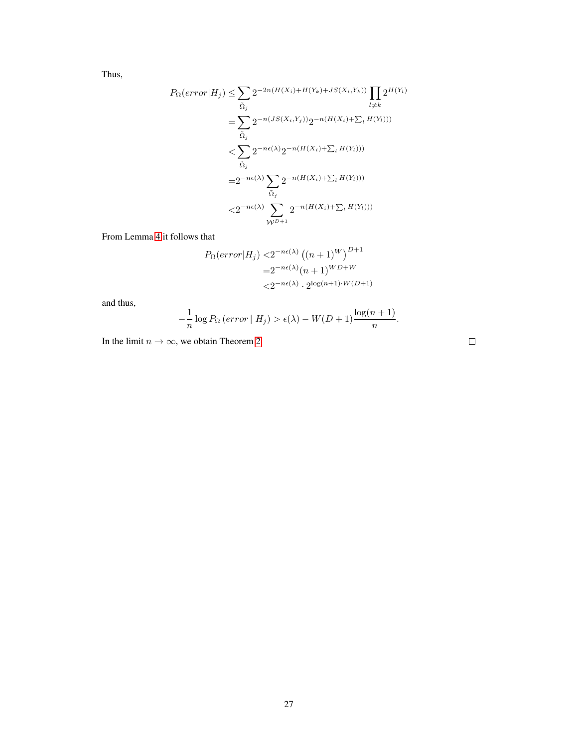Thus,

$$
\begin{aligned}
P_\Omega(error|H_j) \leq& \sum_{\tilde{\Omega}_j} 2^{-2n(H(X_i)+H(Y_k)+JS(X_i,Y_k))} \prod_{l\neq k} 2^{H(Y_l)} \\
=& \sum_{\tilde{\Omega}_j} 2^{-n(JS(X_i,Y_j))} 2^{-n(H(X_i)+\sum_l H(Y_l)))} \\
<& \sum_{\tilde{\Omega}_j} 2^{-n\epsilon(\lambda)} 2^{-n(H(X_i)+\sum_l H(Y_l)))} \\
=& 2^{-n\epsilon(\lambda)} \sum_{\tilde{\Omega}_j} 2^{-n(H(X_i)+\sum_l H(Y_l)))} \\
<& 2^{-n\epsilon(\lambda)} \sum_{\mathcal{W}^{D+1}} 2^{-n(H(X_i)+\sum_l H(Y_l)))}
\end{aligned}
$$

From Lemma 4 it follows that

$$
\begin{aligned}
P_\Omega(error|H_j) <& 2^{-n\epsilon(\lambda)} \left((n+1)^W\right)^{D+1} \\
=& 2^{-n\epsilon(\lambda)} (n+1)^{WD+W} \\
<& 2^{-n\epsilon(\lambda)} \cdot 2^{\log(n+1)\cdot W(D+1)}
\end{aligned}
$$

and thus,

$$
-\frac{1}{n}\log P_\Omega\left(error \mid H_j\right) > \epsilon(\lambda) - W(D+1)\frac{\log(n+1)}{n}.
$$

In the limit $n \to \infty$, we obtain Theorem 2. □